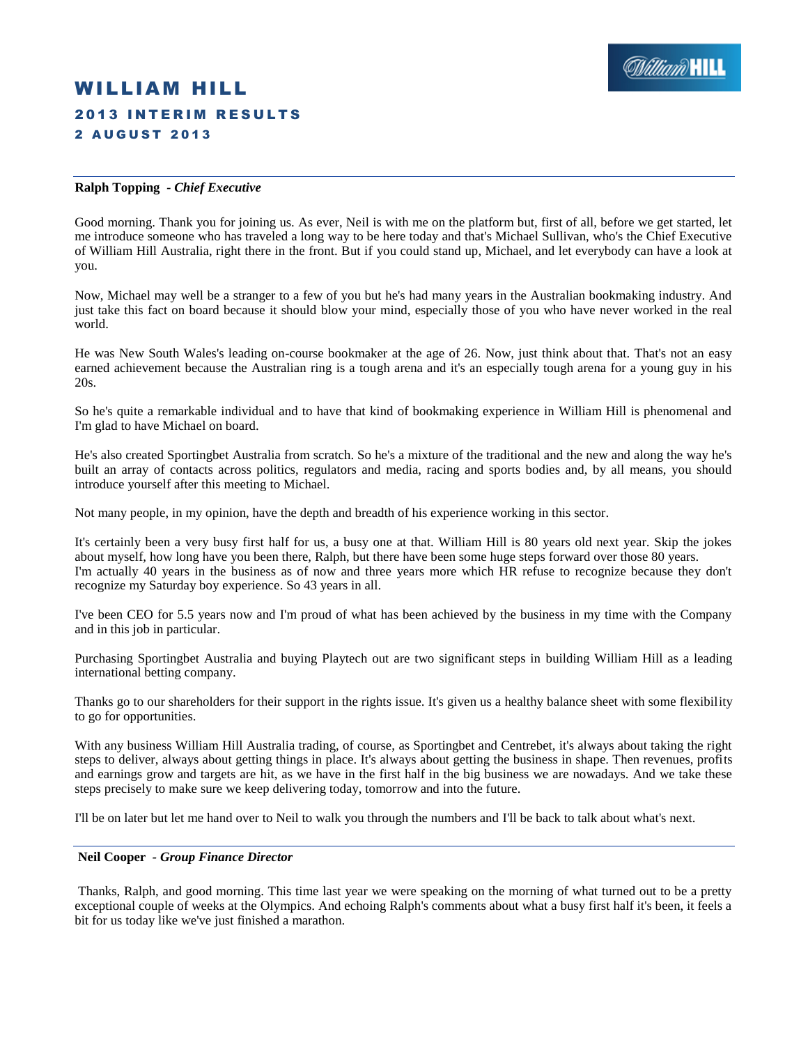# WILLIAM HILL

## 2013 INTERIM RESULTS

## 2 AUGUST 2013

**Ralph Topping** - ***Chief Executive***

Good morning. Thank you for joining us. As ever, Neil is with me on the platform but, first of all, before we get started, let me introduce someone who has traveled a long way to be here today and that's Michael Sullivan, who's the Chief Executive of William Hill Australia, right there in the front. But if you could stand up, Michael, and let everybody can have a look at you.

Now, Michael may well be a stranger to a few of you but he's had many years in the Australian bookmaking industry. And just take this fact on board because it should blow your mind, especially those of you who have never worked in the real world.

He was New South Wales's leading on-course bookmaker at the age of 26. Now, just think about that. That's not an easy earned achievement because the Australian ring is a tough arena and it's an especially tough arena for a young guy in his 20s.

So he's quite a remarkable individual and to have that kind of bookmaking experience in William Hill is phenomenal and I'm glad to have Michael on board.

He's also created Sportingbet Australia from scratch. So he's a mixture of the traditional and the new and along the way he's built an array of contacts across politics, regulators and media, racing and sports bodies and, by all means, you should introduce yourself after this meeting to Michael.

Not many people, in my opinion, have the depth and breadth of his experience working in this sector.

It's certainly been a very busy first half for us, a busy one at that. William Hill is 80 years old next year. Skip the jokes about myself, how long have you been there, Ralph, but there have been some huge steps forward over those 80 years. I'm actually 40 years in the business as of now and three years more which HR refuse to recognize because they don't recognize my Saturday boy experience. So 43 years in all.

I've been CEO for 5.5 years now and I'm proud of what has been achieved by the business in my time with the Company and in this job in particular.

Purchasing Sportingbet Australia and buying Playtech out are two significant steps in building William Hill as a leading international betting company.

Thanks go to our shareholders for their support in the rights issue. It's given us a healthy balance sheet with some flexibility to go for opportunities.

With any business William Hill Australia trading, of course, as Sportingbet and Centrebet, it's always about taking the right steps to deliver, always about getting things in place. It's always about getting the business in shape. Then revenues, profits and earnings grow and targets are hit, as we have in the first half in the big business we are nowadays. And we take these steps precisely to make sure we keep delivering today, tomorrow and into the future.

I'll be on later but let me hand over to Neil to walk you through the numbers and I'll be back to talk about what's next.

**Neil Cooper** - ***Group Finance Director***

Thanks, Ralph, and good morning. This time last year we were speaking on the morning of what turned out to be a pretty exceptional couple of weeks at the Olympics. And echoing Ralph's comments about what a busy first half it's been, it feels a bit for us today like we've just finished a marathon.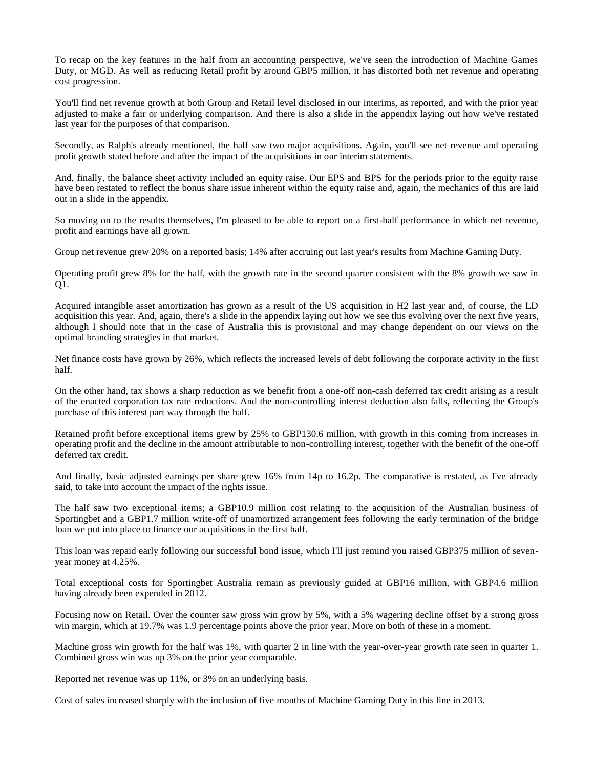To recap on the key features in the half from an accounting perspective, we've seen the introduction of Machine Games Duty, or MGD. As well as reducing Retail profit by around GBP5 million, it has distorted both net revenue and operating cost progression.

You'll find net revenue growth at both Group and Retail level disclosed in our interims, as reported, and with the prior year adjusted to make a fair or underlying comparison. And there is also a slide in the appendix laying out how we've restated last year for the purposes of that comparison.

Secondly, as Ralph's already mentioned, the half saw two major acquisitions. Again, you'll see net revenue and operating profit growth stated before and after the impact of the acquisitions in our interim statements.

And, finally, the balance sheet activity included an equity raise. Our EPS and BPS for the periods prior to the equity raise have been restated to reflect the bonus share issue inherent within the equity raise and, again, the mechanics of this are laid out in a slide in the appendix.

So moving on to the results themselves, I'm pleased to be able to report on a first-half performance in which net revenue, profit and earnings have all grown.

Group net revenue grew 20% on a reported basis; 14% after accruing out last year's results from Machine Gaming Duty.

Operating profit grew 8% for the half, with the growth rate in the second quarter consistent with the 8% growth we saw in Q1.

Acquired intangible asset amortization has grown as a result of the US acquisition in H2 last year and, of course, the LD acquisition this year. And, again, there's a slide in the appendix laying out how we see this evolving over the next five years, although I should note that in the case of Australia this is provisional and may change dependent on our views on the optimal branding strategies in that market.

Net finance costs have grown by 26%, which reflects the increased levels of debt following the corporate activity in the first half.

On the other hand, tax shows a sharp reduction as we benefit from a one-off non-cash deferred tax credit arising as a result of the enacted corporation tax rate reductions. And the non-controlling interest deduction also falls, reflecting the Group's purchase of this interest part way through the half.

Retained profit before exceptional items grew by 25% to GBP130.6 million, with growth in this coming from increases in operating profit and the decline in the amount attributable to non-controlling interest, together with the benefit of the one-off deferred tax credit.

And finally, basic adjusted earnings per share grew 16% from 14p to 16.2p. The comparative is restated, as I've already said, to take into account the impact of the rights issue.

The half saw two exceptional items; a GBP10.9 million cost relating to the acquisition of the Australian business of Sportingbet and a GBP1.7 million write-off of unamortized arrangement fees following the early termination of the bridge loan we put into place to finance our acquisitions in the first half.

This loan was repaid early following our successful bond issue, which I'll just remind you raised GBP375 million of seven-year money at 4.25%.

Total exceptional costs for Sportingbet Australia remain as previously guided at GBP16 million, with GBP4.6 million having already been expended in 2012.

Focusing now on Retail. Over the counter saw gross win grow by 5%, with a 5% wagering decline offset by a strong gross win margin, which at 19.7% was 1.9 percentage points above the prior year. More on both of these in a moment.

Machine gross win growth for the half was 1%, with quarter 2 in line with the year-over-year growth rate seen in quarter 1. Combined gross win was up 3% on the prior year comparable.

Reported net revenue was up 11%, or 3% on an underlying basis.

Cost of sales increased sharply with the inclusion of five months of Machine Gaming Duty in this line in 2013.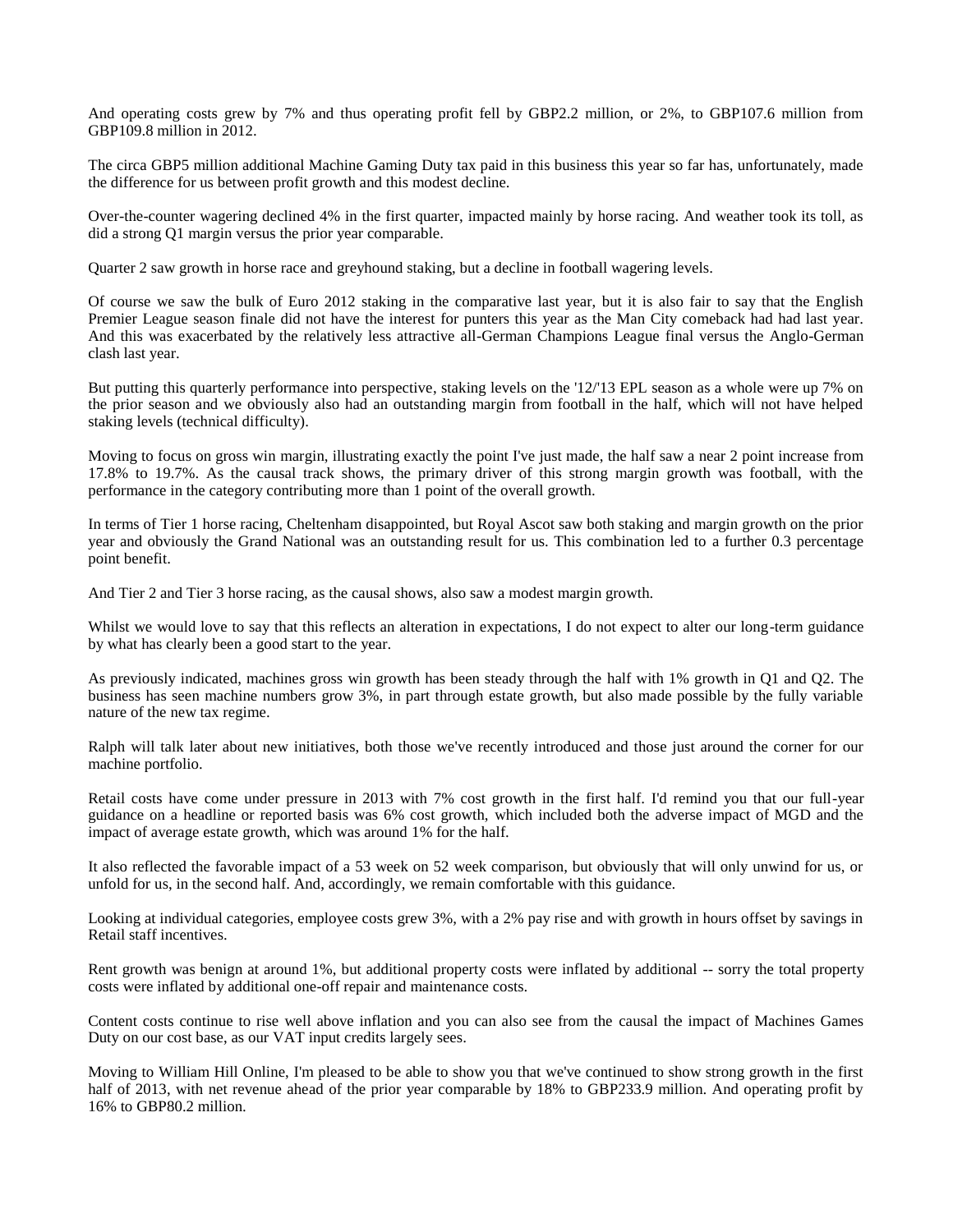And operating costs grew by 7% and thus operating profit fell by GBP2.2 million, or 2%, to GBP107.6 million from GBP109.8 million in 2012.

The circa GBP5 million additional Machine Gaming Duty tax paid in this business this year so far has, unfortunately, made the difference for us between profit growth and this modest decline.

Over-the-counter wagering declined 4% in the first quarter, impacted mainly by horse racing. And weather took its toll, as did a strong Q1 margin versus the prior year comparable.

Quarter 2 saw growth in horse race and greyhound staking, but a decline in football wagering levels.

Of course we saw the bulk of Euro 2012 staking in the comparative last year, but it is also fair to say that the English Premier League season finale did not have the interest for punters this year as the Man City comeback had had last year. And this was exacerbated by the relatively less attractive all-German Champions League final versus the Anglo-German clash last year.

But putting this quarterly performance into perspective, staking levels on the '12/'13 EPL season as a whole were up 7% on the prior season and we obviously also had an outstanding margin from football in the half, which will not have helped staking levels (technical difficulty).

Moving to focus on gross win margin, illustrating exactly the point I've just made, the half saw a near 2 point increase from 17.8% to 19.7%. As the causal track shows, the primary driver of this strong margin growth was football, with the performance in the category contributing more than 1 point of the overall growth.

In terms of Tier 1 horse racing, Cheltenham disappointed, but Royal Ascot saw both staking and margin growth on the prior year and obviously the Grand National was an outstanding result for us. This combination led to a further 0.3 percentage point benefit.

And Tier 2 and Tier 3 horse racing, as the causal shows, also saw a modest margin growth.

Whilst we would love to say that this reflects an alteration in expectations, I do not expect to alter our long-term guidance by what has clearly been a good start to the year.

As previously indicated, machines gross win growth has been steady through the half with 1% growth in Q1 and Q2. The business has seen machine numbers grow 3%, in part through estate growth, but also made possible by the fully variable nature of the new tax regime.

Ralph will talk later about new initiatives, both those we've recently introduced and those just around the corner for our machine portfolio.

Retail costs have come under pressure in 2013 with 7% cost growth in the first half. I'd remind you that our full-year guidance on a headline or reported basis was 6% cost growth, which included both the adverse impact of MGD and the impact of average estate growth, which was around 1% for the half.

It also reflected the favorable impact of a 53 week on 52 week comparison, but obviously that will only unwind for us, or unfold for us, in the second half. And, accordingly, we remain comfortable with this guidance.

Looking at individual categories, employee costs grew 3%, with a 2% pay rise and with growth in hours offset by savings in Retail staff incentives.

Rent growth was benign at around 1%, but additional property costs were inflated by additional -- sorry the total property costs were inflated by additional one-off repair and maintenance costs.

Content costs continue to rise well above inflation and you can also see from the causal the impact of Machines Games Duty on our cost base, as our VAT input credits largely sees.

Moving to William Hill Online, I'm pleased to be able to show you that we've continued to show strong growth in the first half of 2013, with net revenue ahead of the prior year comparable by 18% to GBP233.9 million. And operating profit by 16% to GBP80.2 million.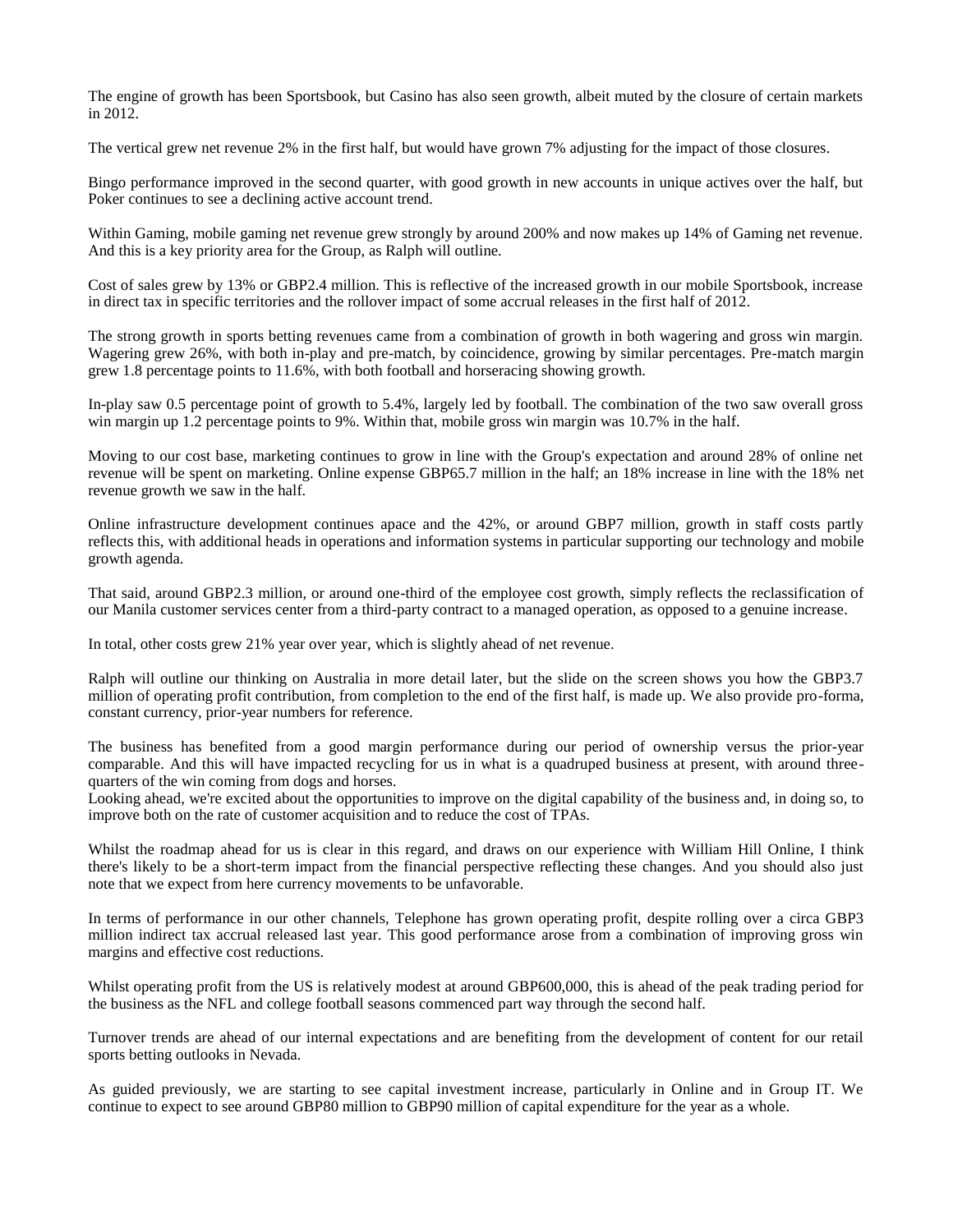The engine of growth has been Sportsbook, but Casino has also seen growth, albeit muted by the closure of certain markets in 2012.

The vertical grew net revenue 2% in the first half, but would have grown 7% adjusting for the impact of those closures.

Bingo performance improved in the second quarter, with good growth in new accounts in unique actives over the half, but Poker continues to see a declining active account trend.

Within Gaming, mobile gaming net revenue grew strongly by around 200% and now makes up 14% of Gaming net revenue. And this is a key priority area for the Group, as Ralph will outline.

Cost of sales grew by 13% or GBP2.4 million. This is reflective of the increased growth in our mobile Sportsbook, increase in direct tax in specific territories and the rollover impact of some accrual releases in the first half of 2012.

The strong growth in sports betting revenues came from a combination of growth in both wagering and gross win margin. Wagering grew 26%, with both in-play and pre-match, by coincidence, growing by similar percentages. Pre-match margin grew 1.8 percentage points to 11.6%, with both football and horseracing showing growth.

In-play saw 0.5 percentage point of growth to 5.4%, largely led by football. The combination of the two saw overall gross win margin up 1.2 percentage points to 9%. Within that, mobile gross win margin was 10.7% in the half.

Moving to our cost base, marketing continues to grow in line with the Group's expectation and around 28% of online net revenue will be spent on marketing. Online expense GBP65.7 million in the half; an 18% increase in line with the 18% net revenue growth we saw in the half.

Online infrastructure development continues apace and the 42%, or around GBP7 million, growth in staff costs partly reflects this, with additional heads in operations and information systems in particular supporting our technology and mobile growth agenda.

That said, around GBP2.3 million, or around one-third of the employee cost growth, simply reflects the reclassification of our Manila customer services center from a third-party contract to a managed operation, as opposed to a genuine increase.

In total, other costs grew 21% year over year, which is slightly ahead of net revenue.

Ralph will outline our thinking on Australia in more detail later, but the slide on the screen shows you how the GBP3.7 million of operating profit contribution, from completion to the end of the first half, is made up. We also provide pro-forma, constant currency, prior-year numbers for reference.

The business has benefited from a good margin performance during our period of ownership versus the prior-year comparable. And this will have impacted recycling for us in what is a quadruped business at present, with around three-quarters of the win coming from dogs and horses.
Looking ahead, we're excited about the opportunities to improve on the digital capability of the business and, in doing so, to improve both on the rate of customer acquisition and to reduce the cost of TPAs.

Whilst the roadmap ahead for us is clear in this regard, and draws on our experience with William Hill Online, I think there's likely to be a short-term impact from the financial perspective reflecting these changes. And you should also just note that we expect from here currency movements to be unfavorable.

In terms of performance in our other channels, Telephone has grown operating profit, despite rolling over a circa GBP3 million indirect tax accrual released last year. This good performance arose from a combination of improving gross win margins and effective cost reductions.

Whilst operating profit from the US is relatively modest at around GBP600,000, this is ahead of the peak trading period for the business as the NFL and college football seasons commenced part way through the second half.

Turnover trends are ahead of our internal expectations and are benefiting from the development of content for our retail sports betting outlooks in Nevada.

As guided previously, we are starting to see capital investment increase, particularly in Online and in Group IT. We continue to expect to see around GBP80 million to GBP90 million of capital expenditure for the year as a whole.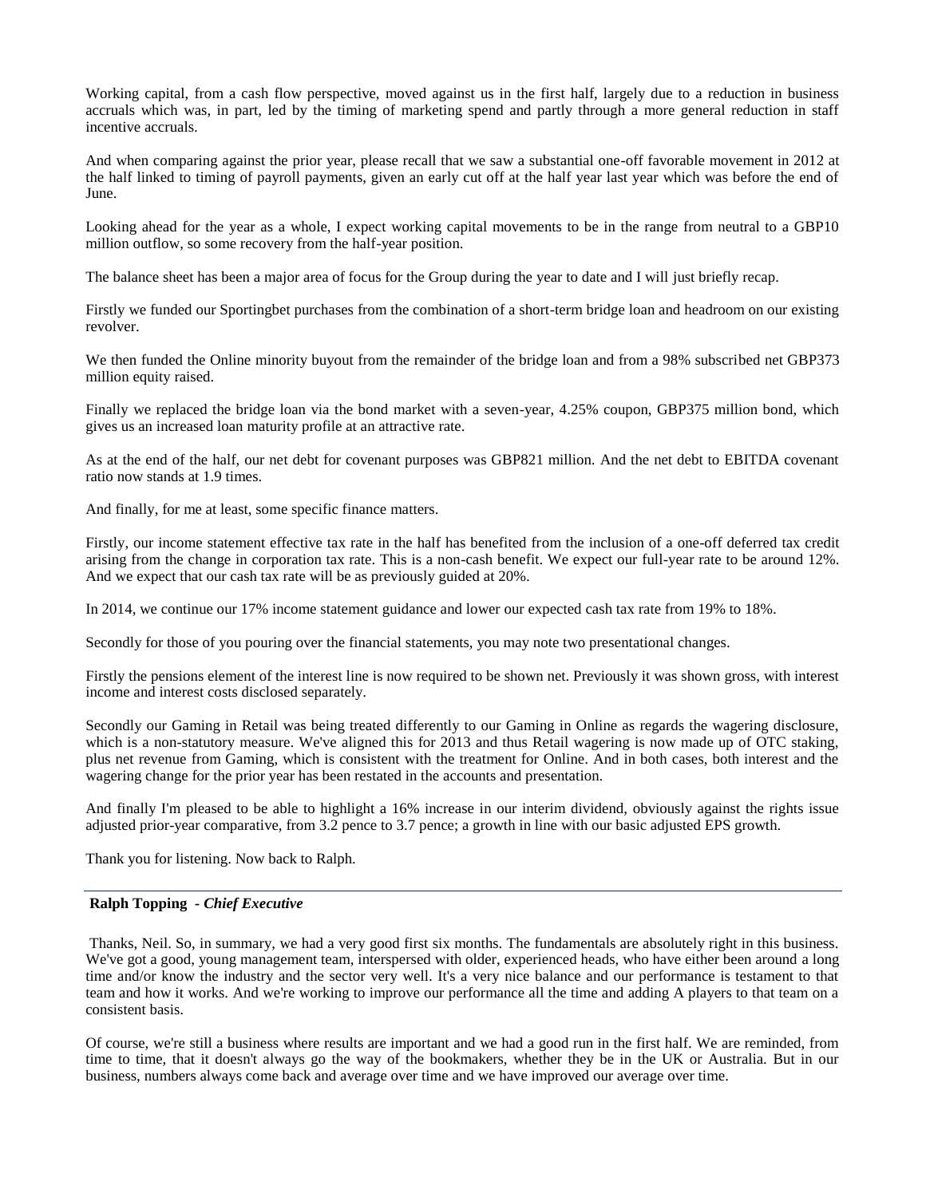Working capital, from a cash flow perspective, moved against us in the first half, largely due to a reduction in business accruals which was, in part, led by the timing of marketing spend and partly through a more general reduction in staff incentive accruals.

And when comparing against the prior year, please recall that we saw a substantial one-off favorable movement in 2012 at the half linked to timing of payroll payments, given an early cut off at the half year last year which was before the end of June.

Looking ahead for the year as a whole, I expect working capital movements to be in the range from neutral to a GBP10 million outflow, so some recovery from the half-year position.

The balance sheet has been a major area of focus for the Group during the year to date and I will just briefly recap.

Firstly we funded our Sportingbet purchases from the combination of a short-term bridge loan and headroom on our existing revolver.

We then funded the Online minority buyout from the remainder of the bridge loan and from a 98% subscribed net GBP373 million equity raised.

Finally we replaced the bridge loan via the bond market with a seven-year, 4.25% coupon, GBP375 million bond, which gives us an increased loan maturity profile at an attractive rate.

As at the end of the half, our net debt for covenant purposes was GBP821 million. And the net debt to EBITDA covenant ratio now stands at 1.9 times.

And finally, for me at least, some specific finance matters.

Firstly, our income statement effective tax rate in the half has benefited from the inclusion of a one-off deferred tax credit arising from the change in corporation tax rate. This is a non-cash benefit. We expect our full-year rate to be around 12%. And we expect that our cash tax rate will be as previously guided at 20%.

In 2014, we continue our 17% income statement guidance and lower our expected cash tax rate from 19% to 18%.

Secondly for those of you pouring over the financial statements, you may note two presentational changes.

Firstly the pensions element of the interest line is now required to be shown net. Previously it was shown gross, with interest income and interest costs disclosed separately.

Secondly our Gaming in Retail was being treated differently to our Gaming in Online as regards the wagering disclosure, which is a non-statutory measure. We've aligned this for 2013 and thus Retail wagering is now made up of OTC staking, plus net revenue from Gaming, which is consistent with the treatment for Online. And in both cases, both interest and the wagering change for the prior year has been restated in the accounts and presentation.

And finally I'm pleased to be able to highlight a 16% increase in our interim dividend, obviously against the rights issue adjusted prior-year comparative, from 3.2 pence to 3.7 pence; a growth in line with our basic adjusted EPS growth.

Thank you for listening. Now back to Ralph.

---

**Ralph Topping** - ***Chief Executive***

Thanks, Neil. So, in summary, we had a very good first six months. The fundamentals are absolutely right in this business. We've got a good, young management team, interspersed with older, experienced heads, who have either been around a long time and/or know the industry and the sector very well. It's a very nice balance and our performance is testament to that team and how it works. And we're working to improve our performance all the time and adding A players to that team on a consistent basis.

Of course, we're still a business where results are important and we had a good run in the first half. We are reminded, from time to time, that it doesn't always go the way of the bookmakers, whether they be in the UK or Australia. But in our business, numbers always come back and average over time and we have improved our average over time.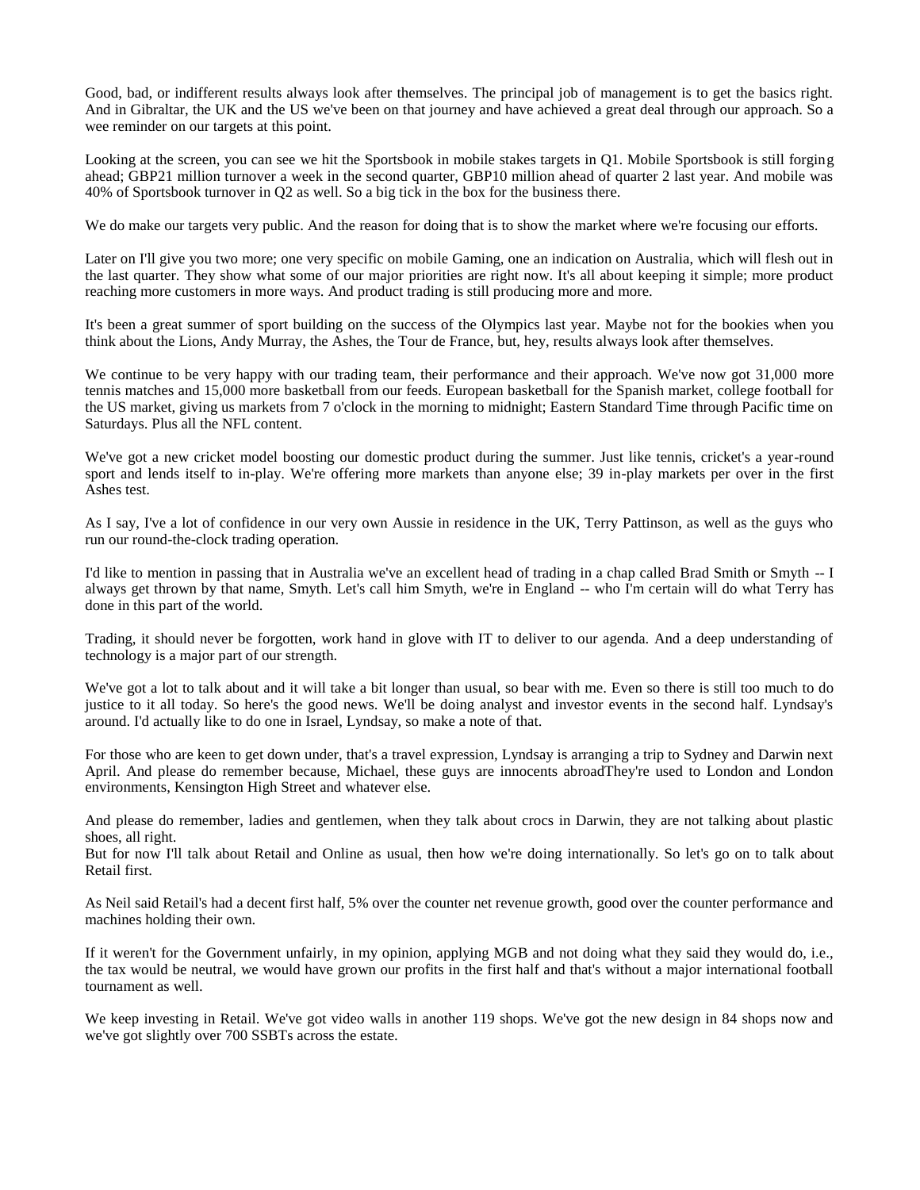Good, bad, or indifferent results always look after themselves. The principal job of management is to get the basics right. And in Gibraltar, the UK and the US we've been on that journey and have achieved a great deal through our approach. So a wee reminder on our targets at this point.

Looking at the screen, you can see we hit the Sportsbook in mobile stakes targets in Q1. Mobile Sportsbook is still forging ahead; GBP21 million turnover a week in the second quarter, GBP10 million ahead of quarter 2 last year. And mobile was 40% of Sportsbook turnover in Q2 as well. So a big tick in the box for the business there.

We do make our targets very public. And the reason for doing that is to show the market where we're focusing our efforts.

Later on I'll give you two more; one very specific on mobile Gaming, one an indication on Australia, which will flesh out in the last quarter. They show what some of our major priorities are right now. It's all about keeping it simple; more product reaching more customers in more ways. And product trading is still producing more and more.

It's been a great summer of sport building on the success of the Olympics last year. Maybe not for the bookies when you think about the Lions, Andy Murray, the Ashes, the Tour de France, but, hey, results always look after themselves.

We continue to be very happy with our trading team, their performance and their approach. We've now got 31,000 more tennis matches and 15,000 more basketball from our feeds. European basketball for the Spanish market, college football for the US market, giving us markets from 7 o'clock in the morning to midnight; Eastern Standard Time through Pacific time on Saturdays. Plus all the NFL content.

We've got a new cricket model boosting our domestic product during the summer. Just like tennis, cricket's a year-round sport and lends itself to in-play. We're offering more markets than anyone else; 39 in-play markets per over in the first Ashes test.

As I say, I've a lot of confidence in our very own Aussie in residence in the UK, Terry Pattinson, as well as the guys who run our round-the-clock trading operation.

I'd like to mention in passing that in Australia we've an excellent head of trading in a chap called Brad Smith or Smyth -- I always get thrown by that name, Smyth. Let's call him Smyth, we're in England -- who I'm certain will do what Terry has done in this part of the world.

Trading, it should never be forgotten, work hand in glove with IT to deliver to our agenda. And a deep understanding of technology is a major part of our strength.

We've got a lot to talk about and it will take a bit longer than usual, so bear with me. Even so there is still too much to do justice to it all today. So here's the good news. We'll be doing analyst and investor events in the second half. Lyndsay's around. I'd actually like to do one in Israel, Lyndsay, so make a note of that.

For those who are keen to get down under, that's a travel expression, Lyndsay is arranging a trip to Sydney and Darwin next April. And please do remember because, Michael, these guys are innocents abroadThey're used to London and London environments, Kensington High Street and whatever else.

And please do remember, ladies and gentlemen, when they talk about crocs in Darwin, they are not talking about plastic shoes, all right.
But for now I'll talk about Retail and Online as usual, then how we're doing internationally. So let's go on to talk about Retail first.

As Neil said Retail's had a decent first half, 5% over the counter net revenue growth, good over the counter performance and machines holding their own.

If it weren't for the Government unfairly, in my opinion, applying MGB and not doing what they said they would do, i.e., the tax would be neutral, we would have grown our profits in the first half and that's without a major international football tournament as well.

We keep investing in Retail. We've got video walls in another 119 shops. We've got the new design in 84 shops now and we've got slightly over 700 SSBTs across the estate.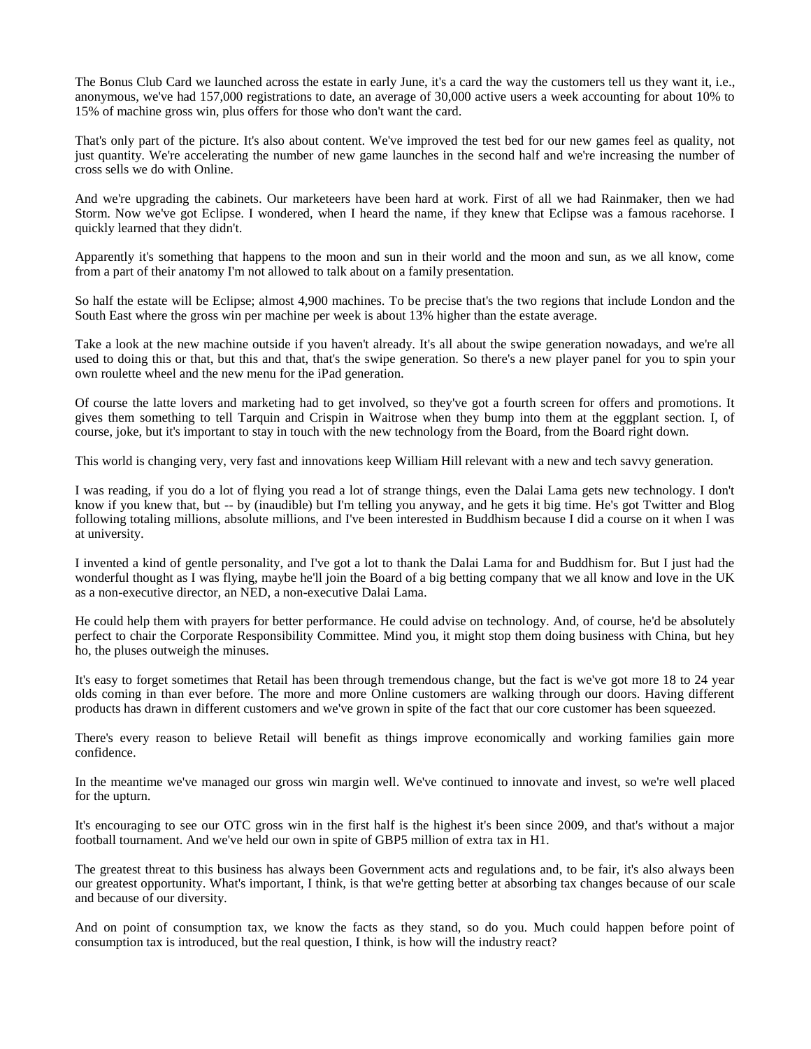The Bonus Club Card we launched across the estate in early June, it's a card the way the customers tell us they want it, i.e., anonymous, we've had 157,000 registrations to date, an average of 30,000 active users a week accounting for about 10% to 15% of machine gross win, plus offers for those who don't want the card.

That's only part of the picture. It's also about content. We've improved the test bed for our new games feel as quality, not just quantity. We're accelerating the number of new game launches in the second half and we're increasing the number of cross sells we do with Online.

And we're upgrading the cabinets. Our marketeers have been hard at work. First of all we had Rainmaker, then we had Storm. Now we've got Eclipse. I wondered, when I heard the name, if they knew that Eclipse was a famous racehorse. I quickly learned that they didn't.

Apparently it's something that happens to the moon and sun in their world and the moon and sun, as we all know, come from a part of their anatomy I'm not allowed to talk about on a family presentation.

So half the estate will be Eclipse; almost 4,900 machines. To be precise that's the two regions that include London and the South East where the gross win per machine per week is about 13% higher than the estate average.

Take a look at the new machine outside if you haven't already. It's all about the swipe generation nowadays, and we're all used to doing this or that, but this and that, that's the swipe generation. So there's a new player panel for you to spin your own roulette wheel and the new menu for the iPad generation.

Of course the latte lovers and marketing had to get involved, so they've got a fourth screen for offers and promotions. It gives them something to tell Tarquin and Crispin in Waitrose when they bump into them at the eggplant section. I, of course, joke, but it's important to stay in touch with the new technology from the Board, from the Board right down.

This world is changing very, very fast and innovations keep William Hill relevant with a new and tech savvy generation.

I was reading, if you do a lot of flying you read a lot of strange things, even the Dalai Lama gets new technology. I don't know if you knew that, but -- by (inaudible) but I'm telling you anyway, and he gets it big time. He's got Twitter and Blog following totaling millions, absolute millions, and I've been interested in Buddhism because I did a course on it when I was at university.

I invented a kind of gentle personality, and I've got a lot to thank the Dalai Lama for and Buddhism for. But I just had the wonderful thought as I was flying, maybe he'll join the Board of a big betting company that we all know and love in the UK as a non-executive director, an NED, a non-executive Dalai Lama.

He could help them with prayers for better performance. He could advise on technology. And, of course, he'd be absolutely perfect to chair the Corporate Responsibility Committee. Mind you, it might stop them doing business with China, but hey ho, the pluses outweigh the minuses.

It's easy to forget sometimes that Retail has been through tremendous change, but the fact is we've got more 18 to 24 year olds coming in than ever before. The more and more Online customers are walking through our doors. Having different products has drawn in different customers and we've grown in spite of the fact that our core customer has been squeezed.

There's every reason to believe Retail will benefit as things improve economically and working families gain more confidence.

In the meantime we've managed our gross win margin well. We've continued to innovate and invest, so we're well placed for the upturn.

It's encouraging to see our OTC gross win in the first half is the highest it's been since 2009, and that's without a major football tournament. And we've held our own in spite of GBP5 million of extra tax in H1.

The greatest threat to this business has always been Government acts and regulations and, to be fair, it's also always been our greatest opportunity. What's important, I think, is that we're getting better at absorbing tax changes because of our scale and because of our diversity.

And on point of consumption tax, we know the facts as they stand, so do you. Much could happen before point of consumption tax is introduced, but the real question, I think, is how will the industry react?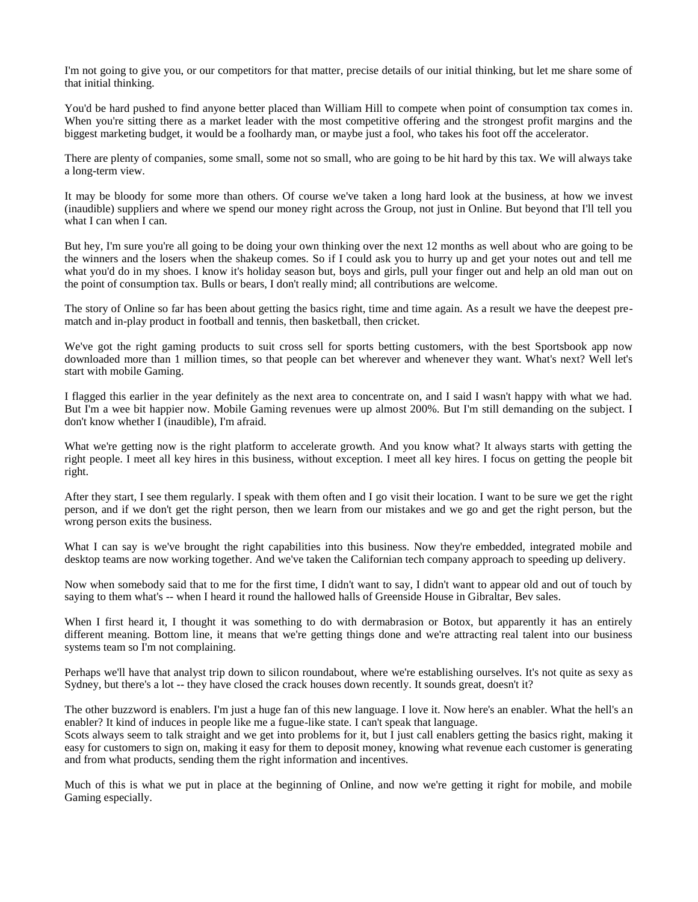I'm not going to give you, or our competitors for that matter, precise details of our initial thinking, but let me share some of that initial thinking.

You'd be hard pushed to find anyone better placed than William Hill to compete when point of consumption tax comes in. When you're sitting there as a market leader with the most competitive offering and the strongest profit margins and the biggest marketing budget, it would be a foolhardy man, or maybe just a fool, who takes his foot off the accelerator.

There are plenty of companies, some small, some not so small, who are going to be hit hard by this tax. We will always take a long-term view.

It may be bloody for some more than others. Of course we've taken a long hard look at the business, at how we invest (inaudible) suppliers and where we spend our money right across the Group, not just in Online. But beyond that I'll tell you what I can when I can.

But hey, I'm sure you're all going to be doing your own thinking over the next 12 months as well about who are going to be the winners and the losers when the shakeup comes. So if I could ask you to hurry up and get your notes out and tell me what you'd do in my shoes. I know it's holiday season but, boys and girls, pull your finger out and help an old man out on the point of consumption tax. Bulls or bears, I don't really mind; all contributions are welcome.

The story of Online so far has been about getting the basics right, time and time again. As a result we have the deepest pre-match and in-play product in football and tennis, then basketball, then cricket.

We've got the right gaming products to suit cross sell for sports betting customers, with the best Sportsbook app now downloaded more than 1 million times, so that people can bet wherever and whenever they want. What's next? Well let's start with mobile Gaming.

I flagged this earlier in the year definitely as the next area to concentrate on, and I said I wasn't happy with what we had. But I'm a wee bit happier now. Mobile Gaming revenues were up almost 200%. But I'm still demanding on the subject. I don't know whether I (inaudible), I'm afraid.

What we're getting now is the right platform to accelerate growth. And you know what? It always starts with getting the right people. I meet all key hires in this business, without exception. I meet all key hires. I focus on getting the people bit right.

After they start, I see them regularly. I speak with them often and I go visit their location. I want to be sure we get the right person, and if we don't get the right person, then we learn from our mistakes and we go and get the right person, but the wrong person exits the business.

What I can say is we've brought the right capabilities into this business. Now they're embedded, integrated mobile and desktop teams are now working together. And we've taken the Californian tech company approach to speeding up delivery.

Now when somebody said that to me for the first time, I didn't want to say, I didn't want to appear old and out of touch by saying to them what's -- when I heard it round the hallowed halls of Greenside House in Gibraltar, Bev sales.

When I first heard it, I thought it was something to do with dermabrasion or Botox, but apparently it has an entirely different meaning. Bottom line, it means that we're getting things done and we're attracting real talent into our business systems team so I'm not complaining.

Perhaps we'll have that analyst trip down to silicon roundabout, where we're establishing ourselves. It's not quite as sexy as Sydney, but there's a lot -- they have closed the crack houses down recently. It sounds great, doesn't it?

The other buzzword is enablers. I'm just a huge fan of this new language. I love it. Now here's an enabler. What the hell's an enabler? It kind of induces in people like me a fugue-like state. I can't speak that language.
Scots always seem to talk straight and we get into problems for it, but I just call enablers getting the basics right, making it easy for customers to sign on, making it easy for them to deposit money, knowing what revenue each customer is generating and from what products, sending them the right information and incentives.

Much of this is what we put in place at the beginning of Online, and now we're getting it right for mobile, and mobile Gaming especially.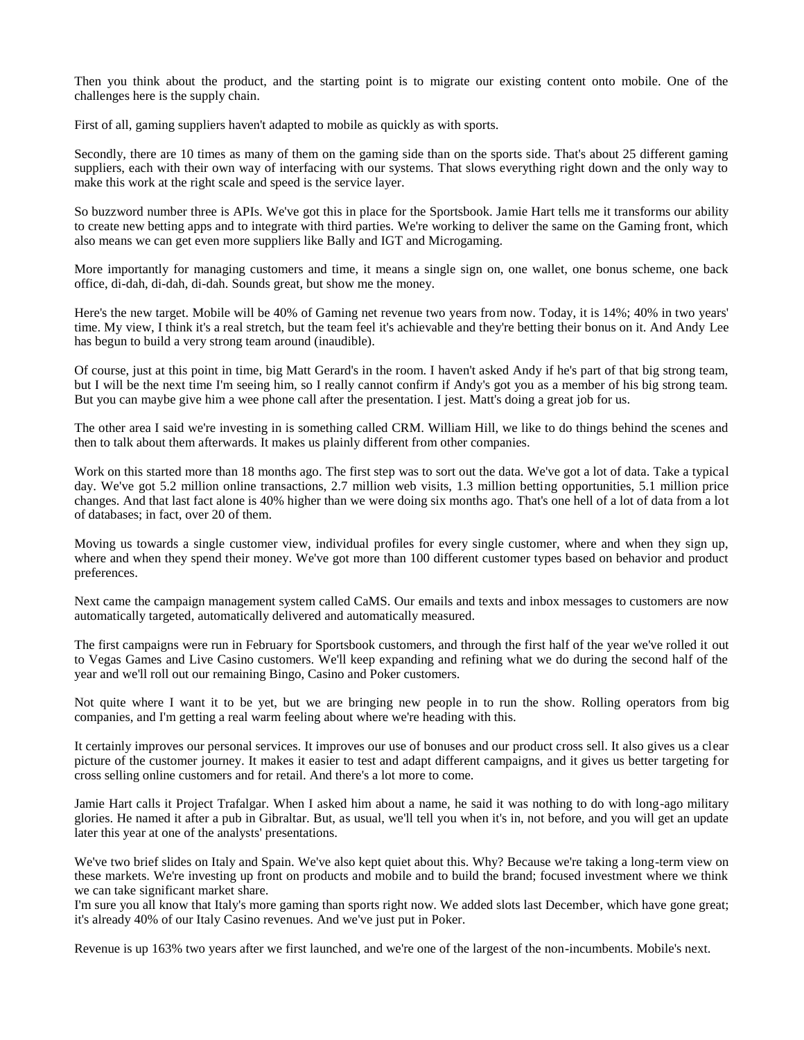Then you think about the product, and the starting point is to migrate our existing content onto mobile. One of the challenges here is the supply chain.

First of all, gaming suppliers haven't adapted to mobile as quickly as with sports.

Secondly, there are 10 times as many of them on the gaming side than on the sports side. That's about 25 different gaming suppliers, each with their own way of interfacing with our systems. That slows everything right down and the only way to make this work at the right scale and speed is the service layer.

So buzzword number three is APIs. We've got this in place for the Sportsbook. Jamie Hart tells me it transforms our ability to create new betting apps and to integrate with third parties. We're working to deliver the same on the Gaming front, which also means we can get even more suppliers like Bally and IGT and Microgaming.

More importantly for managing customers and time, it means a single sign on, one wallet, one bonus scheme, one back office, di-dah, di-dah, di-dah. Sounds great, but show me the money.

Here's the new target. Mobile will be 40% of Gaming net revenue two years from now. Today, it is 14%; 40% in two years' time. My view, I think it's a real stretch, but the team feel it's achievable and they're betting their bonus on it. And Andy Lee has begun to build a very strong team around (inaudible).

Of course, just at this point in time, big Matt Gerard's in the room. I haven't asked Andy if he's part of that big strong team, but I will be the next time I'm seeing him, so I really cannot confirm if Andy's got you as a member of his big strong team. But you can maybe give him a wee phone call after the presentation. I jest. Matt's doing a great job for us.

The other area I said we're investing in is something called CRM. William Hill, we like to do things behind the scenes and then to talk about them afterwards. It makes us plainly different from other companies.

Work on this started more than 18 months ago. The first step was to sort out the data. We've got a lot of data. Take a typical day. We've got 5.2 million online transactions, 2.7 million web visits, 1.3 million betting opportunities, 5.1 million price changes. And that last fact alone is 40% higher than we were doing six months ago. That's one hell of a lot of data from a lot of databases; in fact, over 20 of them.

Moving us towards a single customer view, individual profiles for every single customer, where and when they sign up, where and when they spend their money. We've got more than 100 different customer types based on behavior and product preferences.

Next came the campaign management system called CaMS. Our emails and texts and inbox messages to customers are now automatically targeted, automatically delivered and automatically measured.

The first campaigns were run in February for Sportsbook customers, and through the first half of the year we've rolled it out to Vegas Games and Live Casino customers. We'll keep expanding and refining what we do during the second half of the year and we'll roll out our remaining Bingo, Casino and Poker customers.

Not quite where I want it to be yet, but we are bringing new people in to run the show. Rolling operators from big companies, and I'm getting a real warm feeling about where we're heading with this.

It certainly improves our personal services. It improves our use of bonuses and our product cross sell. It also gives us a clear picture of the customer journey. It makes it easier to test and adapt different campaigns, and it gives us better targeting for cross selling online customers and for retail. And there's a lot more to come.

Jamie Hart calls it Project Trafalgar. When I asked him about a name, he said it was nothing to do with long-ago military glories. He named it after a pub in Gibraltar. But, as usual, we'll tell you when it's in, not before, and you will get an update later this year at one of the analysts' presentations.

We've two brief slides on Italy and Spain. We've also kept quiet about this. Why? Because we're taking a long-term view on these markets. We're investing up front on products and mobile and to build the brand; focused investment where we think we can take significant market share.

I'm sure you all know that Italy's more gaming than sports right now. We added slots last December, which have gone great; it's already 40% of our Italy Casino revenues. And we've just put in Poker.

Revenue is up 163% two years after we first launched, and we're one of the largest of the non-incumbents. Mobile's next.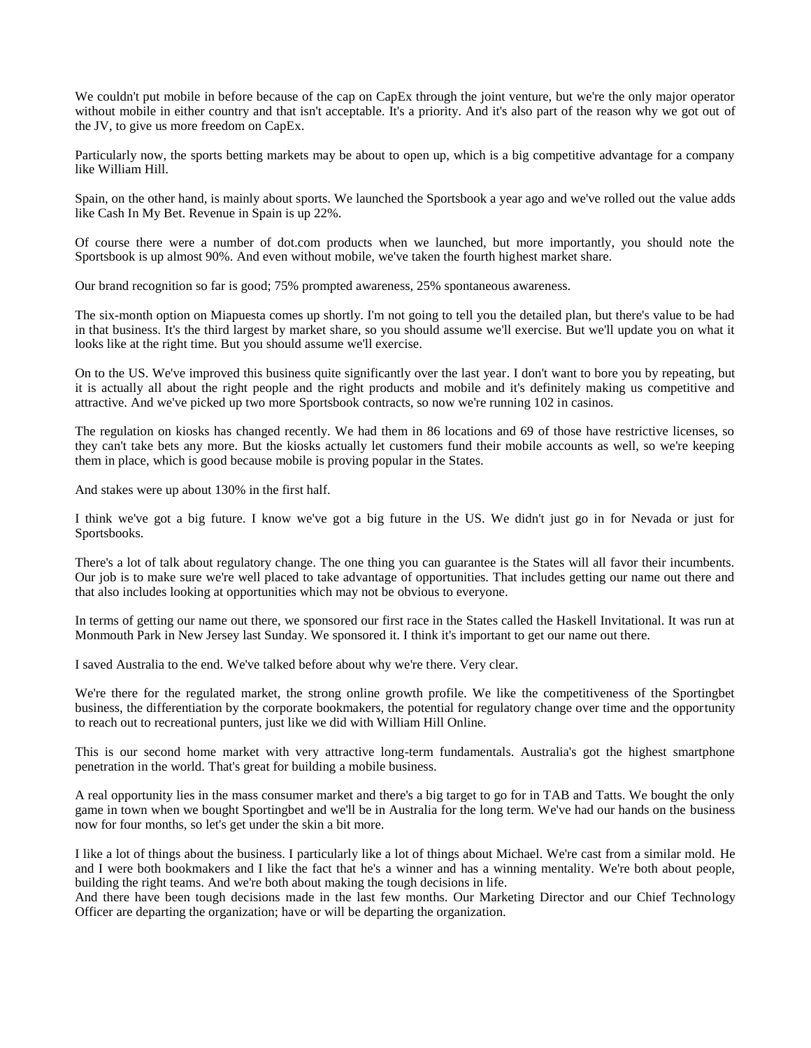We couldn't put mobile in before because of the cap on CapEx through the joint venture, but we're the only major operator without mobile in either country and that isn't acceptable. It's a priority. And it's also part of the reason why we got out of the JV, to give us more freedom on CapEx.

Particularly now, the sports betting markets may be about to open up, which is a big competitive advantage for a company like William Hill.

Spain, on the other hand, is mainly about sports. We launched the Sportsbook a year ago and we've rolled out the value adds like Cash In My Bet. Revenue in Spain is up 22%.

Of course there were a number of dot.com products when we launched, but more importantly, you should note the Sportsbook is up almost 90%. And even without mobile, we've taken the fourth highest market share.

Our brand recognition so far is good; 75% prompted awareness, 25% spontaneous awareness.

The six-month option on Miapuesta comes up shortly. I'm not going to tell you the detailed plan, but there's value to be had in that business. It's the third largest by market share, so you should assume we'll exercise. But we'll update you on what it looks like at the right time. But you should assume we'll exercise.

On to the US. We've improved this business quite significantly over the last year. I don't want to bore you by repeating, but it is actually all about the right people and the right products and mobile and it's definitely making us competitive and attractive. And we've picked up two more Sportsbook contracts, so now we're running 102 in casinos.

The regulation on kiosks has changed recently. We had them in 86 locations and 69 of those have restrictive licenses, so they can't take bets any more. But the kiosks actually let customers fund their mobile accounts as well, so we're keeping them in place, which is good because mobile is proving popular in the States.

And stakes were up about 130% in the first half.

I think we've got a big future. I know we've got a big future in the US. We didn't just go in for Nevada or just for Sportsbooks.

There's a lot of talk about regulatory change. The one thing you can guarantee is the States will all favor their incumbents. Our job is to make sure we're well placed to take advantage of opportunities. That includes getting our name out there and that also includes looking at opportunities which may not be obvious to everyone.

In terms of getting our name out there, we sponsored our first race in the States called the Haskell Invitational. It was run at Monmouth Park in New Jersey last Sunday. We sponsored it. I think it's important to get our name out there.

I saved Australia to the end. We've talked before about why we're there. Very clear.

We're there for the regulated market, the strong online growth profile. We like the competitiveness of the Sportingbet business, the differentiation by the corporate bookmakers, the potential for regulatory change over time and the opportunity to reach out to recreational punters, just like we did with William Hill Online.

This is our second home market with very attractive long-term fundamentals. Australia's got the highest smartphone penetration in the world. That's great for building a mobile business.

A real opportunity lies in the mass consumer market and there's a big target to go for in TAB and Tatts. We bought the only game in town when we bought Sportingbet and we'll be in Australia for the long term. We've had our hands on the business now for four months, so let's get under the skin a bit more.

I like a lot of things about the business. I particularly like a lot of things about Michael. We're cast from a similar mold. He and I were both bookmakers and I like the fact that he's a winner and has a winning mentality. We're both about people, building the right teams. And we're both about making the tough decisions in life.
And there have been tough decisions made in the last few months. Our Marketing Director and our Chief Technology Officer are departing the organization; have or will be departing the organization.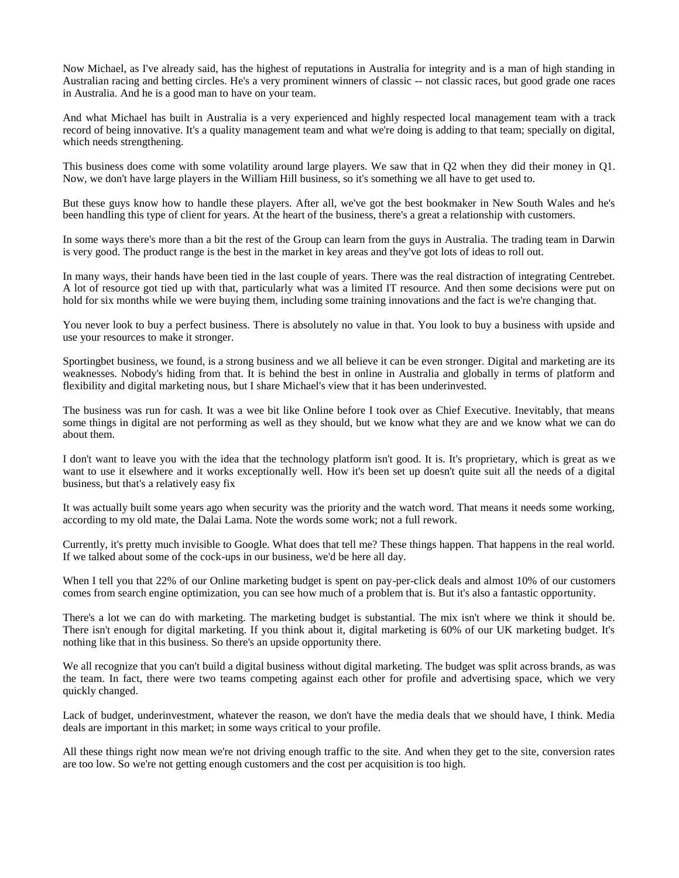Now Michael, as I've already said, has the highest of reputations in Australia for integrity and is a man of high standing in Australian racing and betting circles. He's a very prominent winners of classic -- not classic races, but good grade one races in Australia. And he is a good man to have on your team.

And what Michael has built in Australia is a very experienced and highly respected local management team with a track record of being innovative. It's a quality management team and what we're doing is adding to that team; specially on digital, which needs strengthening.

This business does come with some volatility around large players. We saw that in Q2 when they did their money in Q1. Now, we don't have large players in the William Hill business, so it's something we all have to get used to.

But these guys know how to handle these players. After all, we've got the best bookmaker in New South Wales and he's been handling this type of client for years. At the heart of the business, there's a great a relationship with customers.

In some ways there's more than a bit the rest of the Group can learn from the guys in Australia. The trading team in Darwin is very good. The product range is the best in the market in key areas and they've got lots of ideas to roll out.

In many ways, their hands have been tied in the last couple of years. There was the real distraction of integrating Centrebet. A lot of resource got tied up with that, particularly what was a limited IT resource. And then some decisions were put on hold for six months while we were buying them, including some training innovations and the fact is we're changing that.

You never look to buy a perfect business. There is absolutely no value in that. You look to buy a business with upside and use your resources to make it stronger.

Sportingbet business, we found, is a strong business and we all believe it can be even stronger. Digital and marketing are its weaknesses. Nobody's hiding from that. It is behind the best in online in Australia and globally in terms of platform and flexibility and digital marketing nous, but I share Michael's view that it has been underinvested.

The business was run for cash. It was a wee bit like Online before I took over as Chief Executive. Inevitably, that means some things in digital are not performing as well as they should, but we know what they are and we know what we can do about them.

I don't want to leave you with the idea that the technology platform isn't good. It is. It's proprietary, which is great as we want to use it elsewhere and it works exceptionally well. How it's been set up doesn't quite suit all the needs of a digital business, but that's a relatively easy fix

It was actually built some years ago when security was the priority and the watch word. That means it needs some working, according to my old mate, the Dalai Lama. Note the words some work; not a full rework.

Currently, it's pretty much invisible to Google. What does that tell me? These things happen. That happens in the real world. If we talked about some of the cock-ups in our business, we'd be here all day.

When I tell you that 22% of our Online marketing budget is spent on pay-per-click deals and almost 10% of our customers comes from search engine optimization, you can see how much of a problem that is. But it's also a fantastic opportunity.

There's a lot we can do with marketing. The marketing budget is substantial. The mix isn't where we think it should be. There isn't enough for digital marketing. If you think about it, digital marketing is 60% of our UK marketing budget. It's nothing like that in this business. So there's an upside opportunity there.

We all recognize that you can't build a digital business without digital marketing. The budget was split across brands, as was the team. In fact, there were two teams competing against each other for profile and advertising space, which we very quickly changed.

Lack of budget, underinvestment, whatever the reason, we don't have the media deals that we should have, I think. Media deals are important in this market; in some ways critical to your profile.

All these things right now mean we're not driving enough traffic to the site. And when they get to the site, conversion rates are too low. So we're not getting enough customers and the cost per acquisition is too high.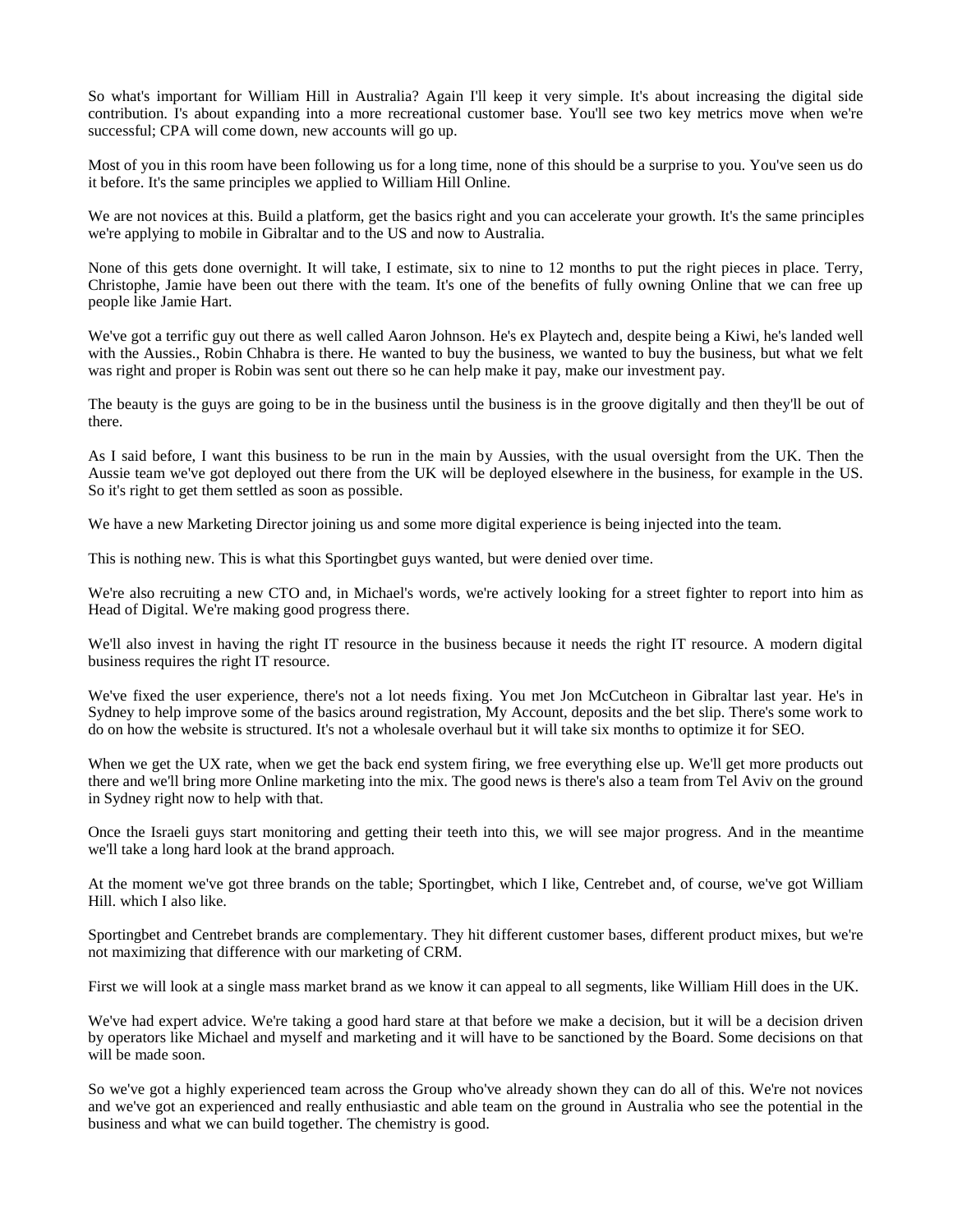So what's important for William Hill in Australia? Again I'll keep it very simple. It's about increasing the digital side contribution. I's about expanding into a more recreational customer base. You'll see two key metrics move when we're successful; CPA will come down, new accounts will go up.

Most of you in this room have been following us for a long time, none of this should be a surprise to you. You've seen us do it before. It's the same principles we applied to William Hill Online.

We are not novices at this. Build a platform, get the basics right and you can accelerate your growth. It's the same principles we're applying to mobile in Gibraltar and to the US and now to Australia.

None of this gets done overnight. It will take, I estimate, six to nine to 12 months to put the right pieces in place. Terry, Christophe, Jamie have been out there with the team. It's one of the benefits of fully owning Online that we can free up people like Jamie Hart.

We've got a terrific guy out there as well called Aaron Johnson. He's ex Playtech and, despite being a Kiwi, he's landed well with the Aussies., Robin Chhabra is there. He wanted to buy the business, we wanted to buy the business, but what we felt was right and proper is Robin was sent out there so he can help make it pay, make our investment pay.

The beauty is the guys are going to be in the business until the business is in the groove digitally and then they'll be out of there.

As I said before, I want this business to be run in the main by Aussies, with the usual oversight from the UK. Then the Aussie team we've got deployed out there from the UK will be deployed elsewhere in the business, for example in the US. So it's right to get them settled as soon as possible.

We have a new Marketing Director joining us and some more digital experience is being injected into the team.

This is nothing new. This is what this Sportingbet guys wanted, but were denied over time.

We're also recruiting a new CTO and, in Michael's words, we're actively looking for a street fighter to report into him as Head of Digital. We're making good progress there.

We'll also invest in having the right IT resource in the business because it needs the right IT resource. A modern digital business requires the right IT resource.

We've fixed the user experience, there's not a lot needs fixing. You met Jon McCutcheon in Gibraltar last year. He's in Sydney to help improve some of the basics around registration, My Account, deposits and the bet slip. There's some work to do on how the website is structured. It's not a wholesale overhaul but it will take six months to optimize it for SEO.

When we get the UX rate, when we get the back end system firing, we free everything else up. We'll get more products out there and we'll bring more Online marketing into the mix. The good news is there's also a team from Tel Aviv on the ground in Sydney right now to help with that.

Once the Israeli guys start monitoring and getting their teeth into this, we will see major progress. And in the meantime we'll take a long hard look at the brand approach.

At the moment we've got three brands on the table; Sportingbet, which I like, Centrebet and, of course, we've got William Hill. which I also like.

Sportingbet and Centrebet brands are complementary. They hit different customer bases, different product mixes, but we're not maximizing that difference with our marketing of CRM.

First we will look at a single mass market brand as we know it can appeal to all segments, like William Hill does in the UK.

We've had expert advice. We're taking a good hard stare at that before we make a decision, but it will be a decision driven by operators like Michael and myself and marketing and it will have to be sanctioned by the Board. Some decisions on that will be made soon.

So we've got a highly experienced team across the Group who've already shown they can do all of this. We're not novices and we've got an experienced and really enthusiastic and able team on the ground in Australia who see the potential in the business and what we can build together. The chemistry is good.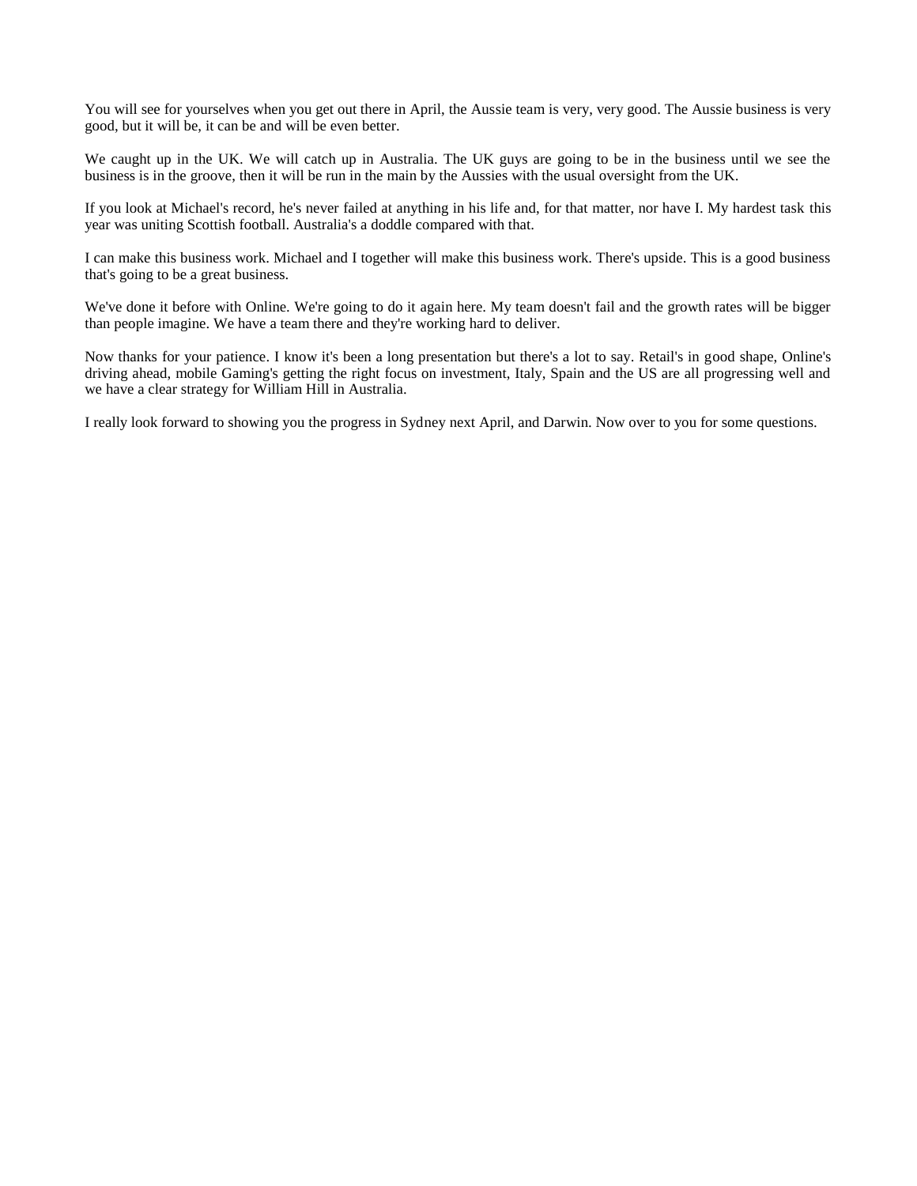You will see for yourselves when you get out there in April, the Aussie team is very, very good. The Aussie business is very good, but it will be, it can be and will be even better.

We caught up in the UK. We will catch up in Australia. The UK guys are going to be in the business until we see the business is in the groove, then it will be run in the main by the Aussies with the usual oversight from the UK.

If you look at Michael's record, he's never failed at anything in his life and, for that matter, nor have I. My hardest task this year was uniting Scottish football. Australia's a doddle compared with that.

I can make this business work. Michael and I together will make this business work. There's upside. This is a good business that's going to be a great business.

We've done it before with Online. We're going to do it again here. My team doesn't fail and the growth rates will be bigger than people imagine. We have a team there and they're working hard to deliver.

Now thanks for your patience. I know it's been a long presentation but there's a lot to say. Retail's in good shape, Online's driving ahead, mobile Gaming's getting the right focus on investment, Italy, Spain and the US are all progressing well and we have a clear strategy for William Hill in Australia.

I really look forward to showing you the progress in Sydney next April, and Darwin. Now over to you for some questions.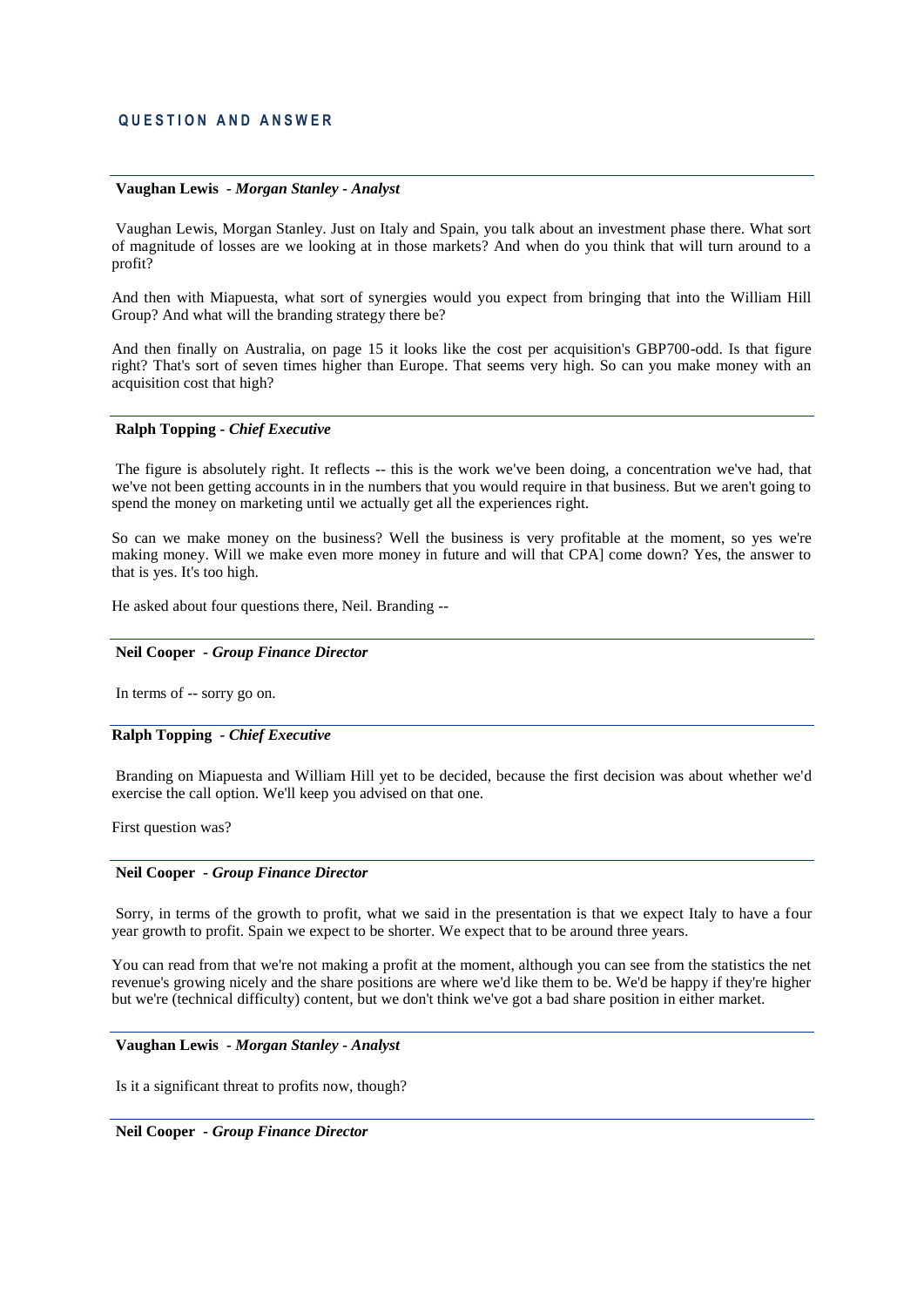## QUESTION AND ANSWER

---

**Vaughan Lewis** - *Morgan Stanley - Analyst*

Vaughan Lewis, Morgan Stanley. Just on Italy and Spain, you talk about an investment phase there. What sort of magnitude of losses are we looking at in those markets? And when do you think that will turn around to a profit?

And then with Miapuesta, what sort of synergies would you expect from bringing that into the William Hill Group? And what will the branding strategy there be?

And then finally on Australia, on page 15 it looks like the cost per acquisition's GBP700-odd. Is that figure right? That's sort of seven times higher than Europe. That seems very high. So can you make money with an acquisition cost that high?

---

**Ralph Topping** - *Chief Executive*

The figure is absolutely right. It reflects -- this is the work we've been doing, a concentration we've had, that we've not been getting accounts in in the numbers that you would require in that business. But we aren't going to spend the money on marketing until we actually get all the experiences right.

So can we make money on the business? Well the business is very profitable at the moment, so yes we're making money. Will we make even more money in future and will that CPA] come down? Yes, the answer to that is yes. It's too high.

He asked about four questions there, Neil. Branding --

---

**Neil Cooper** - *Group Finance Director*

In terms of -- sorry go on.

---

**Ralph Topping** - *Chief Executive*

Branding on Miapuesta and William Hill yet to be decided, because the first decision was about whether we'd exercise the call option. We'll keep you advised on that one.

First question was?

---

**Neil Cooper** - *Group Finance Director*

Sorry, in terms of the growth to profit, what we said in the presentation is that we expect Italy to have a four year growth to profit. Spain we expect to be shorter. We expect that to be around three years.

You can read from that we're not making a profit at the moment, although you can see from the statistics the net revenue's growing nicely and the share positions are where we'd like them to be. We'd be happy if they're higher but we're (technical difficulty) content, but we don't think we've got a bad share position in either market.

---

**Vaughan Lewis** - *Morgan Stanley - Analyst*

Is it a significant threat to profits now, though?

---

**Neil Cooper** - *Group Finance Director*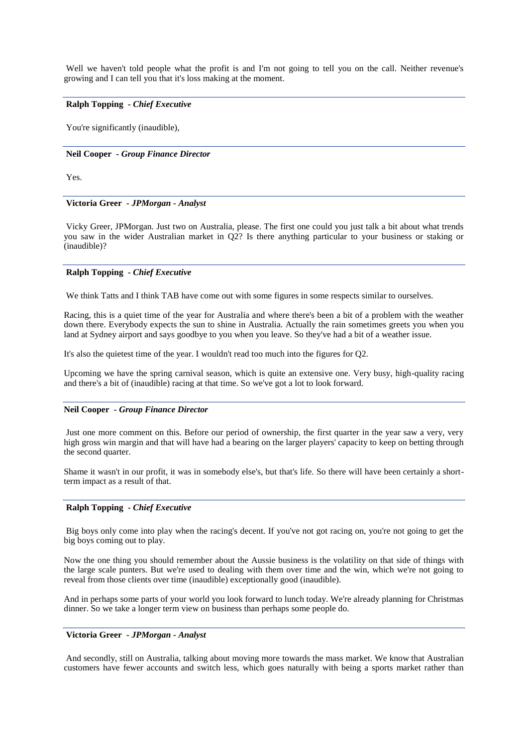Well we haven't told people what the profit is and I'm not going to tell you on the call. Neither revenue's growing and I can tell you that it's loss making at the moment.

---

**Ralph Topping** *- Chief Executive*

You're significantly (inaudible),

---

**Neil Cooper** *- Group Finance Director*

Yes.

---

**Victoria Greer** *- JPMorgan - Analyst*

Vicky Greer, JPMorgan. Just two on Australia, please. The first one could you just talk a bit about what trends you saw in the wider Australian market in Q2? Is there anything particular to your business or staking or (inaudible)?

---

**Ralph Topping** *- Chief Executive*

We think Tatts and I think TAB have come out with some figures in some respects similar to ourselves.

Racing, this is a quiet time of the year for Australia and where there's been a bit of a problem with the weather down there. Everybody expects the sun to shine in Australia. Actually the rain sometimes greets you when you land at Sydney airport and says goodbye to you when you leave. So they've had a bit of a weather issue.

It's also the quietest time of the year. I wouldn't read too much into the figures for Q2.

Upcoming we have the spring carnival season, which is quite an extensive one. Very busy, high-quality racing and there's a bit of (inaudible) racing at that time. So we've got a lot to look forward.

---

**Neil Cooper** *- Group Finance Director*

Just one more comment on this. Before our period of ownership, the first quarter in the year saw a very, very high gross win margin and that will have had a bearing on the larger players' capacity to keep on betting through the second quarter.

Shame it wasn't in our profit, it was in somebody else's, but that's life. So there will have been certainly a short-term impact as a result of that.

---

**Ralph Topping** *- Chief Executive*

Big boys only come into play when the racing's decent. If you've not got racing on, you're not going to get the big boys coming out to play.

Now the one thing you should remember about the Aussie business is the volatility on that side of things with the large scale punters. But we're used to dealing with them over time and the win, which we're not going to reveal from those clients over time (inaudible) exceptionally good (inaudible).

And in perhaps some parts of your world you look forward to lunch today. We're already planning for Christmas dinner. So we take a longer term view on business than perhaps some people do.

---

**Victoria Greer** *- JPMorgan - Analyst*

And secondly, still on Australia, talking about moving more towards the mass market. We know that Australian customers have fewer accounts and switch less, which goes naturally with being a sports market rather than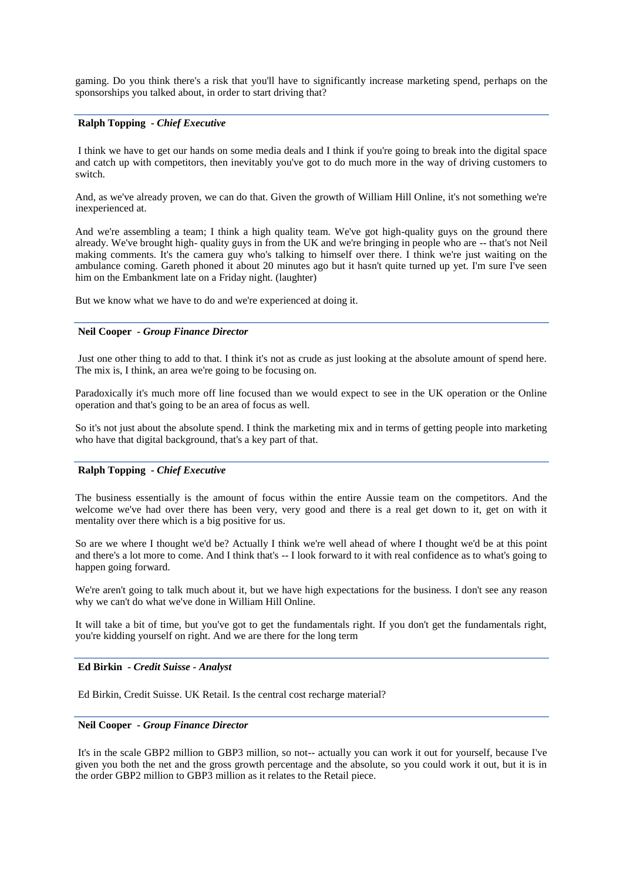gaming. Do you think there's a risk that you'll have to significantly increase marketing spend, perhaps on the sponsorships you talked about, in order to start driving that?

---

**Ralph Topping** *- Chief Executive*

I think we have to get our hands on some media deals and I think if you're going to break into the digital space and catch up with competitors, then inevitably you've got to do much more in the way of driving customers to switch.

And, as we've already proven, we can do that. Given the growth of William Hill Online, it's not something we're inexperienced at.

And we're assembling a team; I think a high quality team. We've got high-quality guys on the ground there already. We've brought high- quality guys in from the UK and we're bringing in people who are -- that's not Neil making comments. It's the camera guy who's talking to himself over there. I think we're just waiting on the ambulance coming. Gareth phoned it about 20 minutes ago but it hasn't quite turned up yet. I'm sure I've seen him on the Embankment late on a Friday night. (laughter)

But we know what we have to do and we're experienced at doing it.

---

**Neil Cooper** *- Group Finance Director*

Just one other thing to add to that. I think it's not as crude as just looking at the absolute amount of spend here. The mix is, I think, an area we're going to be focusing on.

Paradoxically it's much more off line focused than we would expect to see in the UK operation or the Online operation and that's going to be an area of focus as well.

So it's not just about the absolute spend. I think the marketing mix and in terms of getting people into marketing who have that digital background, that's a key part of that.

---

**Ralph Topping** *- Chief Executive*

The business essentially is the amount of focus within the entire Aussie team on the competitors. And the welcome we've had over there has been very, very good and there is a real get down to it, get on with it mentality over there which is a big positive for us.

So are we where I thought we'd be? Actually I think we're well ahead of where I thought we'd be at this point and there's a lot more to come. And I think that's -- I look forward to it with real confidence as to what's going to happen going forward.

We're aren't going to talk much about it, but we have high expectations for the business. I don't see any reason why we can't do what we've done in William Hill Online.

It will take a bit of time, but you've got to get the fundamentals right. If you don't get the fundamentals right, you're kidding yourself on right. And we are there for the long term

---

**Ed Birkin** *- Credit Suisse - Analyst*

Ed Birkin, Credit Suisse. UK Retail. Is the central cost recharge material?

---

**Neil Cooper** *- Group Finance Director*

It's in the scale GBP2 million to GBP3 million, so not-- actually you can work it out for yourself, because I've given you both the net and the gross growth percentage and the absolute, so you could work it out, but it is in the order GBP2 million to GBP3 million as it relates to the Retail piece.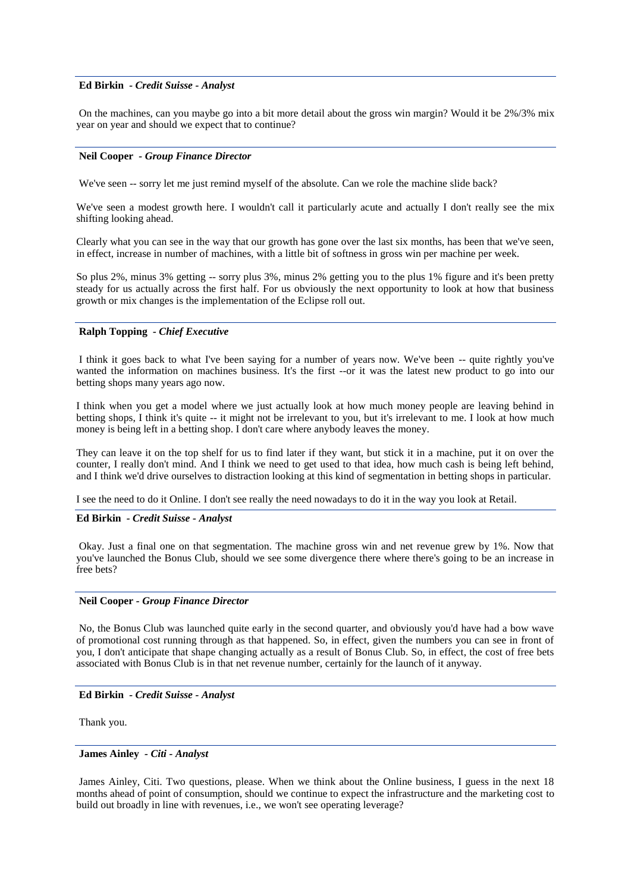**Ed Birkin** - *Credit Suisse - Analyst*

On the machines, can you maybe go into a bit more detail about the gross win margin? Would it be 2%/3% mix year on year and should we expect that to continue?

---

**Neil Cooper** - *Group Finance Director*

We've seen -- sorry let me just remind myself of the absolute. Can we role the machine slide back?

We've seen a modest growth here. I wouldn't call it particularly acute and actually I don't really see the mix shifting looking ahead.

Clearly what you can see in the way that our growth has gone over the last six months, has been that we've seen, in effect, increase in number of machines, with a little bit of softness in gross win per machine per week.

So plus 2%, minus 3% getting -- sorry plus 3%, minus 2% getting you to the plus 1% figure and it's been pretty steady for us actually across the first half. For us obviously the next opportunity to look at how that business growth or mix changes is the implementation of the Eclipse roll out.

---

**Ralph Topping** - *Chief Executive*

I think it goes back to what I've been saying for a number of years now. We've been -- quite rightly you've wanted the information on machines business. It's the first --or it was the latest new product to go into our betting shops many years ago now.

I think when you get a model where we just actually look at how much money people are leaving behind in betting shops, I think it's quite -- it might not be irrelevant to you, but it's irrelevant to me. I look at how much money is being left in a betting shop. I don't care where anybody leaves the money.

They can leave it on the top shelf for us to find later if they want, but stick it in a machine, put it on over the counter, I really don't mind. And I think we need to get used to that idea, how much cash is being left behind, and I think we'd drive ourselves to distraction looking at this kind of segmentation in betting shops in particular.

I see the need to do it Online. I don't see really the need nowadays to do it in the way you look at Retail.

---

**Ed Birkin** - *Credit Suisse - Analyst*

Okay. Just a final one on that segmentation. The machine gross win and net revenue grew by 1%. Now that you've launched the Bonus Club, should we see some divergence there where there's going to be an increase in free bets?

---

**Neil Cooper** - *Group Finance Director*

No, the Bonus Club was launched quite early in the second quarter, and obviously you'd have had a bow wave of promotional cost running through as that happened. So, in effect, given the numbers you can see in front of you, I don't anticipate that shape changing actually as a result of Bonus Club. So, in effect, the cost of free bets associated with Bonus Club is in that net revenue number, certainly for the launch of it anyway.

---

**Ed Birkin** - *Credit Suisse - Analyst*

Thank you.

---

**James Ainley** - *Citi - Analyst*

James Ainley, Citi. Two questions, please. When we think about the Online business, I guess in the next 18 months ahead of point of consumption, should we continue to expect the infrastructure and the marketing cost to build out broadly in line with revenues, i.e., we won't see operating leverage?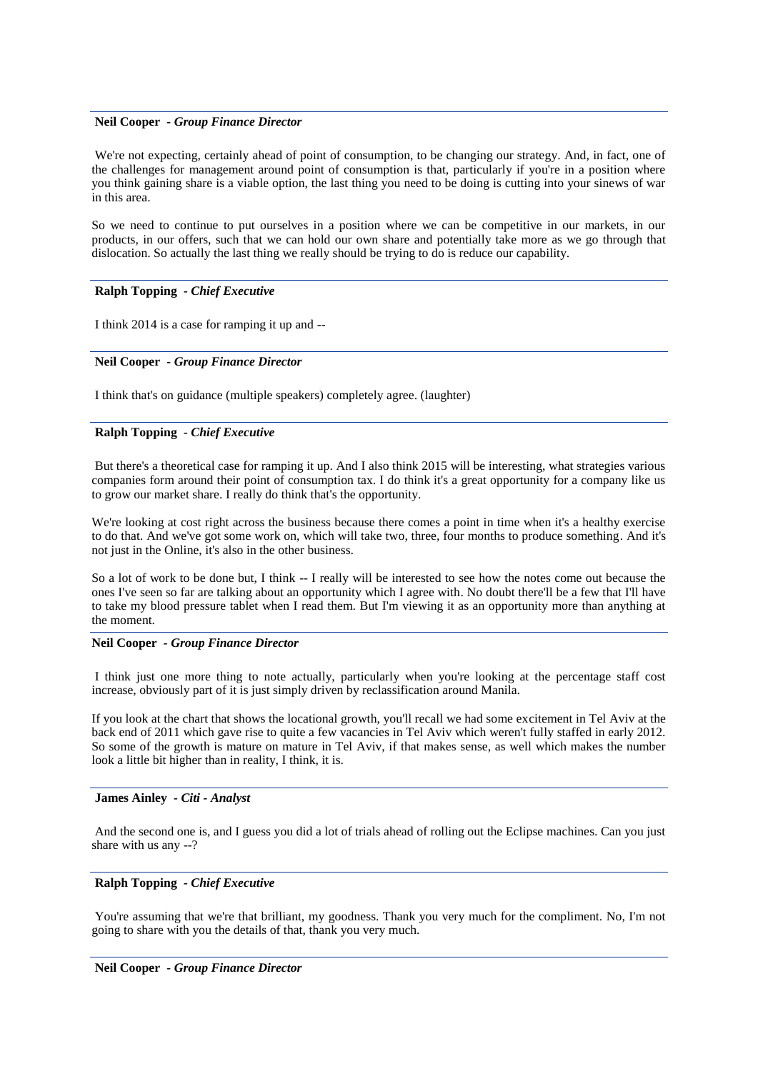**Neil Cooper** - ***Group Finance Director***

We're not expecting, certainly ahead of point of consumption, to be changing our strategy. And, in fact, one of the challenges for management around point of consumption is that, particularly if you're in a position where you think gaining share is a viable option, the last thing you need to be doing is cutting into your sinews of war in this area.

So we need to continue to put ourselves in a position where we can be competitive in our markets, in our products, in our offers, such that we can hold our own share and potentially take more as we go through that dislocation. So actually the last thing we really should be trying to do is reduce our capability.

---

**Ralph Topping** - ***Chief Executive***

I think 2014 is a case for ramping it up and --

---

**Neil Cooper** - ***Group Finance Director***

I think that's on guidance (multiple speakers) completely agree. (laughter)

---

**Ralph Topping** - ***Chief Executive***

But there's a theoretical case for ramping it up. And I also think 2015 will be interesting, what strategies various companies form around their point of consumption tax. I do think it's a great opportunity for a company like us to grow our market share. I really do think that's the opportunity.

We're looking at cost right across the business because there comes a point in time when it's a healthy exercise to do that. And we've got some work on, which will take two, three, four months to produce something. And it's not just in the Online, it's also in the other business.

So a lot of work to be done but, I think -- I really will be interested to see how the notes come out because the ones I've seen so far are talking about an opportunity which I agree with. No doubt there'll be a few that I'll have to take my blood pressure tablet when I read them. But I'm viewing it as an opportunity more than anything at the moment.

---

**Neil Cooper** - ***Group Finance Director***

I think just one more thing to note actually, particularly when you're looking at the percentage staff cost increase, obviously part of it is just simply driven by reclassification around Manila.

If you look at the chart that shows the locational growth, you'll recall we had some excitement in Tel Aviv at the back end of 2011 which gave rise to quite a few vacancies in Tel Aviv which weren't fully staffed in early 2012. So some of the growth is mature on mature in Tel Aviv, if that makes sense, as well which makes the number look a little bit higher than in reality, I think, it is.

---

**James Ainley** - ***Citi - Analyst***

And the second one is, and I guess you did a lot of trials ahead of rolling out the Eclipse machines. Can you just share with us any --?

---

**Ralph Topping** - ***Chief Executive***

You're assuming that we're that brilliant, my goodness. Thank you very much for the compliment. No, I'm not going to share with you the details of that, thank you very much.

---

**Neil Cooper** - ***Group Finance Director***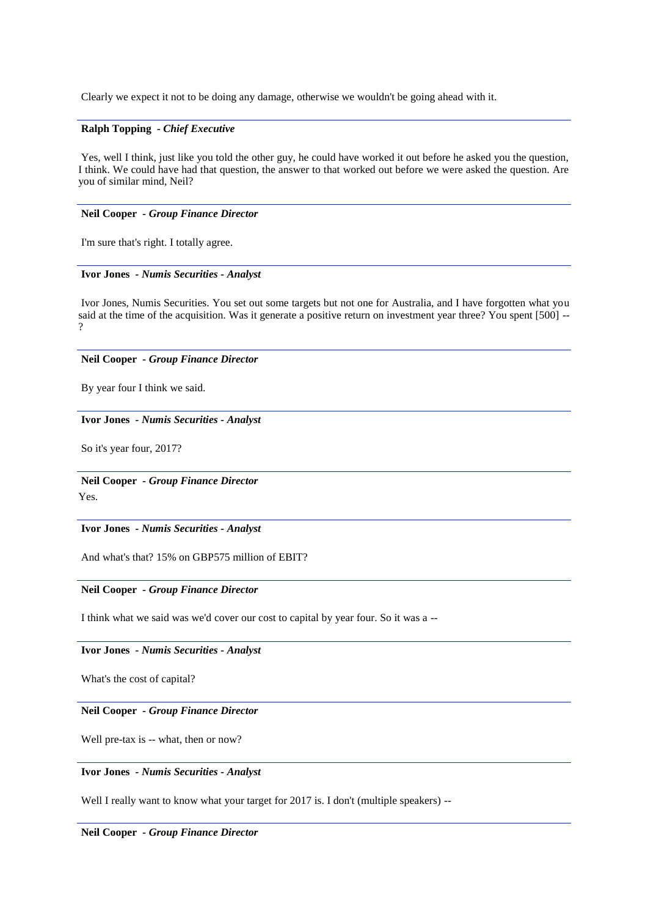Clearly we expect it not to be doing any damage, otherwise we wouldn't be going ahead with it.

---

**Ralph Topping** - *Chief Executive*

Yes, well I think, just like you told the other guy, he could have worked it out before he asked you the question, I think. We could have had that question, the answer to that worked out before we were asked the question. Are you of similar mind, Neil?

---

**Neil Cooper** - *Group Finance Director*

I'm sure that's right. I totally agree.

---

**Ivor Jones** - *Numis Securities - Analyst*

Ivor Jones, Numis Securities. You set out some targets but not one for Australia, and I have forgotten what you said at the time of the acquisition. Was it generate a positive return on investment year three? You spent [500] --?

---

**Neil Cooper** - *Group Finance Director*

By year four I think we said.

---

**Ivor Jones** - *Numis Securities - Analyst*

So it's year four, 2017?

---

**Neil Cooper** - *Group Finance Director*

Yes.

---

**Ivor Jones** - *Numis Securities - Analyst*

And what's that? 15% on GBP575 million of EBIT?

---

**Neil Cooper** - *Group Finance Director*

I think what we said was we'd cover our cost to capital by year four. So it was a --

---

**Ivor Jones** - *Numis Securities - Analyst*

What's the cost of capital?

---

**Neil Cooper** - *Group Finance Director*

Well pre-tax is -- what, then or now?

---

**Ivor Jones** - *Numis Securities - Analyst*

Well I really want to know what your target for 2017 is. I don't (multiple speakers) --

---

**Neil Cooper** - *Group Finance Director*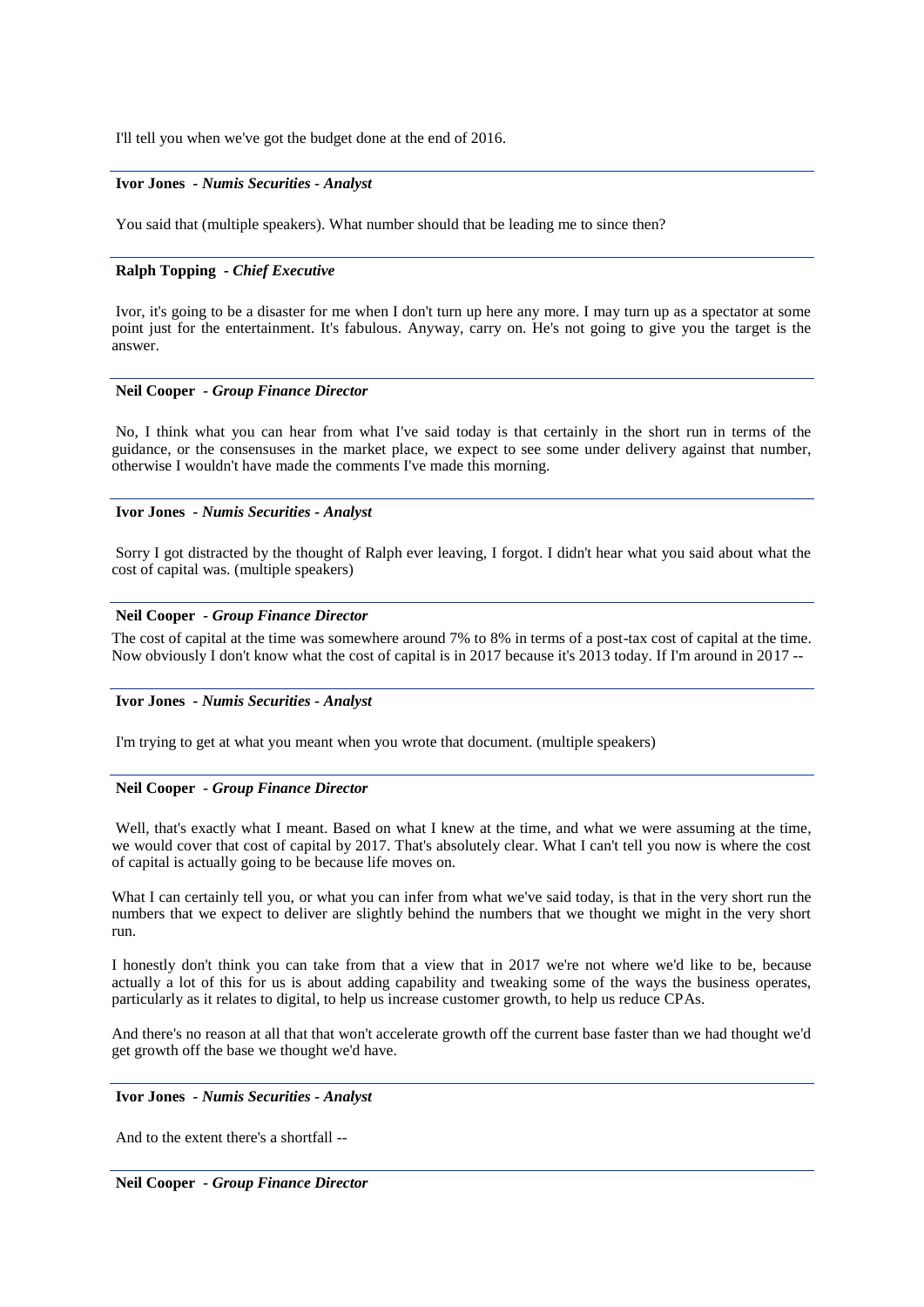I'll tell you when we've got the budget done at the end of 2016.

---

**Ivor Jones** - *Numis Securities - Analyst*

You said that (multiple speakers). What number should that be leading me to since then?

---

**Ralph Topping** - *Chief Executive*

Ivor, it's going to be a disaster for me when I don't turn up here any more. I may turn up as a spectator at some point just for the entertainment. It's fabulous. Anyway, carry on. He's not going to give you the target is the answer.

---

**Neil Cooper** - *Group Finance Director*

No, I think what you can hear from what I've said today is that certainly in the short run in terms of the guidance, or the consensuses in the market place, we expect to see some under delivery against that number, otherwise I wouldn't have made the comments I've made this morning.

---

**Ivor Jones** - *Numis Securities - Analyst*

Sorry I got distracted by the thought of Ralph ever leaving, I forgot. I didn't hear what you said about what the cost of capital was. (multiple speakers)

---

**Neil Cooper** - *Group Finance Director*

The cost of capital at the time was somewhere around 7% to 8% in terms of a post-tax cost of capital at the time. Now obviously I don't know what the cost of capital is in 2017 because it's 2013 today. If I'm around in 2017 --

---

**Ivor Jones** - *Numis Securities - Analyst*

I'm trying to get at what you meant when you wrote that document. (multiple speakers)

---

**Neil Cooper** - *Group Finance Director*

Well, that's exactly what I meant. Based on what I knew at the time, and what we were assuming at the time, we would cover that cost of capital by 2017. That's absolutely clear. What I can't tell you now is where the cost of capital is actually going to be because life moves on.

What I can certainly tell you, or what you can infer from what we've said today, is that in the very short run the numbers that we expect to deliver are slightly behind the numbers that we thought we might in the very short run.

I honestly don't think you can take from that a view that in 2017 we're not where we'd like to be, because actually a lot of this for us is about adding capability and tweaking some of the ways the business operates, particularly as it relates to digital, to help us increase customer growth, to help us reduce CPAs.

And there's no reason at all that that won't accelerate growth off the current base faster than we had thought we'd get growth off the base we thought we'd have.

---

**Ivor Jones** - *Numis Securities - Analyst*

And to the extent there's a shortfall --

---

**Neil Cooper** - *Group Finance Director*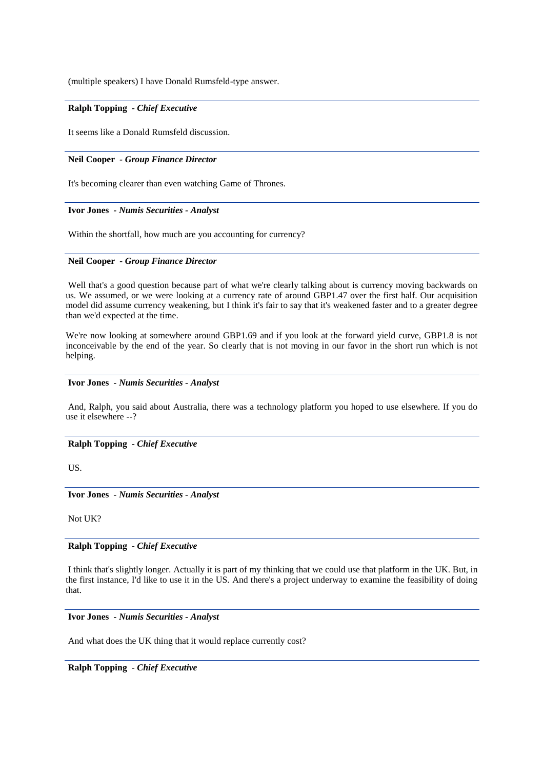(multiple speakers) I have Donald Rumsfeld-type answer.

---

**Ralph Topping** - ***Chief Executive***

It seems like a Donald Rumsfeld discussion.

---

**Neil Cooper** - ***Group Finance Director***

It's becoming clearer than even watching Game of Thrones.

---

**Ivor Jones** - ***Numis Securities - Analyst***

Within the shortfall, how much are you accounting for currency?

---

**Neil Cooper** - ***Group Finance Director***

Well that's a good question because part of what we're clearly talking about is currency moving backwards on us. We assumed, or we were looking at a currency rate of around GBP1.47 over the first half. Our acquisition model did assume currency weakening, but I think it's fair to say that it's weakened faster and to a greater degree than we'd expected at the time.

We're now looking at somewhere around GBP1.69 and if you look at the forward yield curve, GBP1.8 is not inconceivable by the end of the year. So clearly that is not moving in our favor in the short run which is not helping.

---

**Ivor Jones** - ***Numis Securities - Analyst***

And, Ralph, you said about Australia, there was a technology platform you hoped to use elsewhere. If you do use it elsewhere --?

---

**Ralph Topping** - ***Chief Executive***

US.

---

**Ivor Jones** - ***Numis Securities - Analyst***

Not UK?

---

**Ralph Topping** - ***Chief Executive***

I think that's slightly longer. Actually it is part of my thinking that we could use that platform in the UK. But, in the first instance, I'd like to use it in the US. And there's a project underway to examine the feasibility of doing that.

---

**Ivor Jones** - ***Numis Securities - Analyst***

And what does the UK thing that it would replace currently cost?

---

**Ralph Topping** - ***Chief Executive***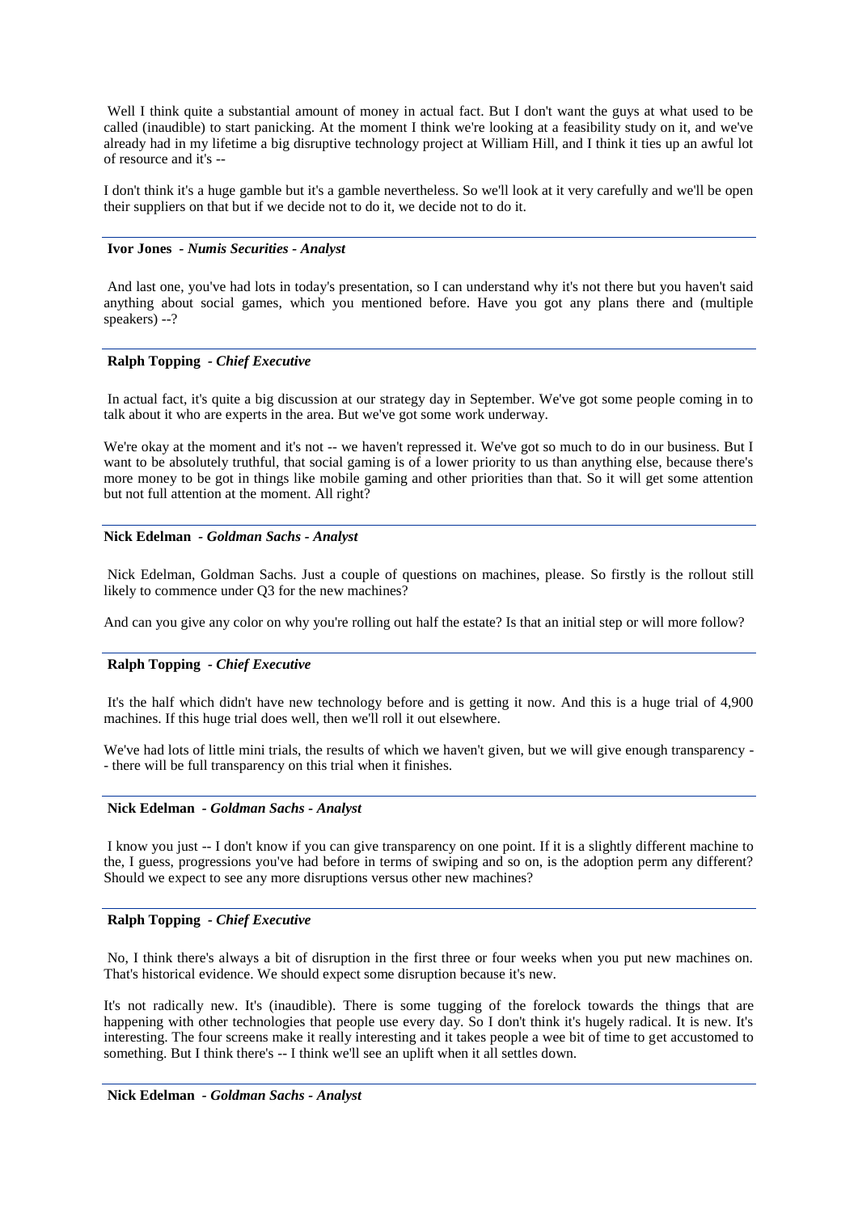Well I think quite a substantial amount of money in actual fact. But I don't want the guys at what used to be called (inaudible) to start panicking. At the moment I think we're looking at a feasibility study on it, and we've already had in my lifetime a big disruptive technology project at William Hill, and I think it ties up an awful lot of resource and it's --

I don't think it's a huge gamble but it's a gamble nevertheless. So we'll look at it very carefully and we'll be open their suppliers on that but if we decide not to do it, we decide not to do it.

---

**Ivor Jones** - ***Numis Securities - Analyst***

And last one, you've had lots in today's presentation, so I can understand why it's not there but you haven't said anything about social games, which you mentioned before. Have you got any plans there and (multiple speakers) --?

---

**Ralph Topping** - ***Chief Executive***

In actual fact, it's quite a big discussion at our strategy day in September. We've got some people coming in to talk about it who are experts in the area. But we've got some work underway.

We're okay at the moment and it's not -- we haven't repressed it. We've got so much to do in our business. But I want to be absolutely truthful, that social gaming is of a lower priority to us than anything else, because there's more money to be got in things like mobile gaming and other priorities than that. So it will get some attention but not full attention at the moment. All right?

---

**Nick Edelman** - ***Goldman Sachs - Analyst***

Nick Edelman, Goldman Sachs. Just a couple of questions on machines, please. So firstly is the rollout still likely to commence under Q3 for the new machines?

And can you give any color on why you're rolling out half the estate? Is that an initial step or will more follow?

---

**Ralph Topping** - ***Chief Executive***

It's the half which didn't have new technology before and is getting it now. And this is a huge trial of 4,900 machines. If this huge trial does well, then we'll roll it out elsewhere.

We've had lots of little mini trials, the results of which we haven't given, but we will give enough transparency -- there will be full transparency on this trial when it finishes.

---

**Nick Edelman** - ***Goldman Sachs - Analyst***

I know you just -- I don't know if you can give transparency on one point. If it is a slightly different machine to the, I guess, progressions you've had before in terms of swiping and so on, is the adoption perm any different? Should we expect to see any more disruptions versus other new machines?

---

**Ralph Topping** - ***Chief Executive***

No, I think there's always a bit of disruption in the first three or four weeks when you put new machines on. That's historical evidence. We should expect some disruption because it's new.

It's not radically new. It's (inaudible). There is some tugging of the forelock towards the things that are happening with other technologies that people use every day. So I don't think it's hugely radical. It is new. It's interesting. The four screens make it really interesting and it takes people a wee bit of time to get accustomed to something. But I think there's -- I think we'll see an uplift when it all settles down.

---

**Nick Edelman** - ***Goldman Sachs - Analyst***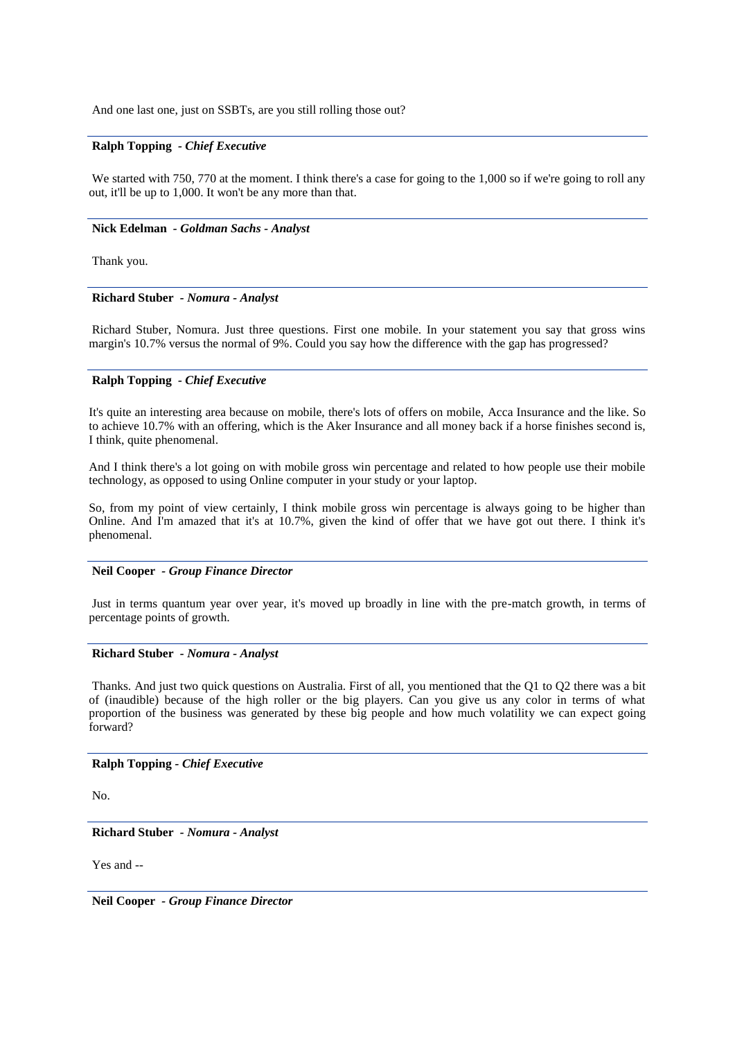And one last one, just on SSBTs, are you still rolling those out?

**Ralph Topping** - ***Chief Executive***

We started with 750, 770 at the moment. I think there's a case for going to the 1,000 so if we're going to roll any out, it'll be up to 1,000. It won't be any more than that.

**Nick Edelman** - ***Goldman Sachs - Analyst***

Thank you.

**Richard Stuber** - ***Nomura - Analyst***

Richard Stuber, Nomura. Just three questions. First one mobile. In your statement you say that gross wins margin's 10.7% versus the normal of 9%. Could you say how the difference with the gap has progressed?

**Ralph Topping** - ***Chief Executive***

It's quite an interesting area because on mobile, there's lots of offers on mobile, Acca Insurance and the like. So to achieve 10.7% with an offering, which is the Aker Insurance and all money back if a horse finishes second is, I think, quite phenomenal.

And I think there's a lot going on with mobile gross win percentage and related to how people use their mobile technology, as opposed to using Online computer in your study or your laptop.

So, from my point of view certainly, I think mobile gross win percentage is always going to be higher than Online. And I'm amazed that it's at 10.7%, given the kind of offer that we have got out there. I think it's phenomenal.

**Neil Cooper** - ***Group Finance Director***

Just in terms quantum year over year, it's moved up broadly in line with the pre-match growth, in terms of percentage points of growth.

**Richard Stuber** - ***Nomura - Analyst***

Thanks. And just two quick questions on Australia. First of all, you mentioned that the Q1 to Q2 there was a bit of (inaudible) because of the high roller or the big players. Can you give us any color in terms of what proportion of the business was generated by these big people and how much volatility we can expect going forward?

**Ralph Topping** - ***Chief Executive***

No.

**Richard Stuber** - ***Nomura - Analyst***

Yes and --

**Neil Cooper** - ***Group Finance Director***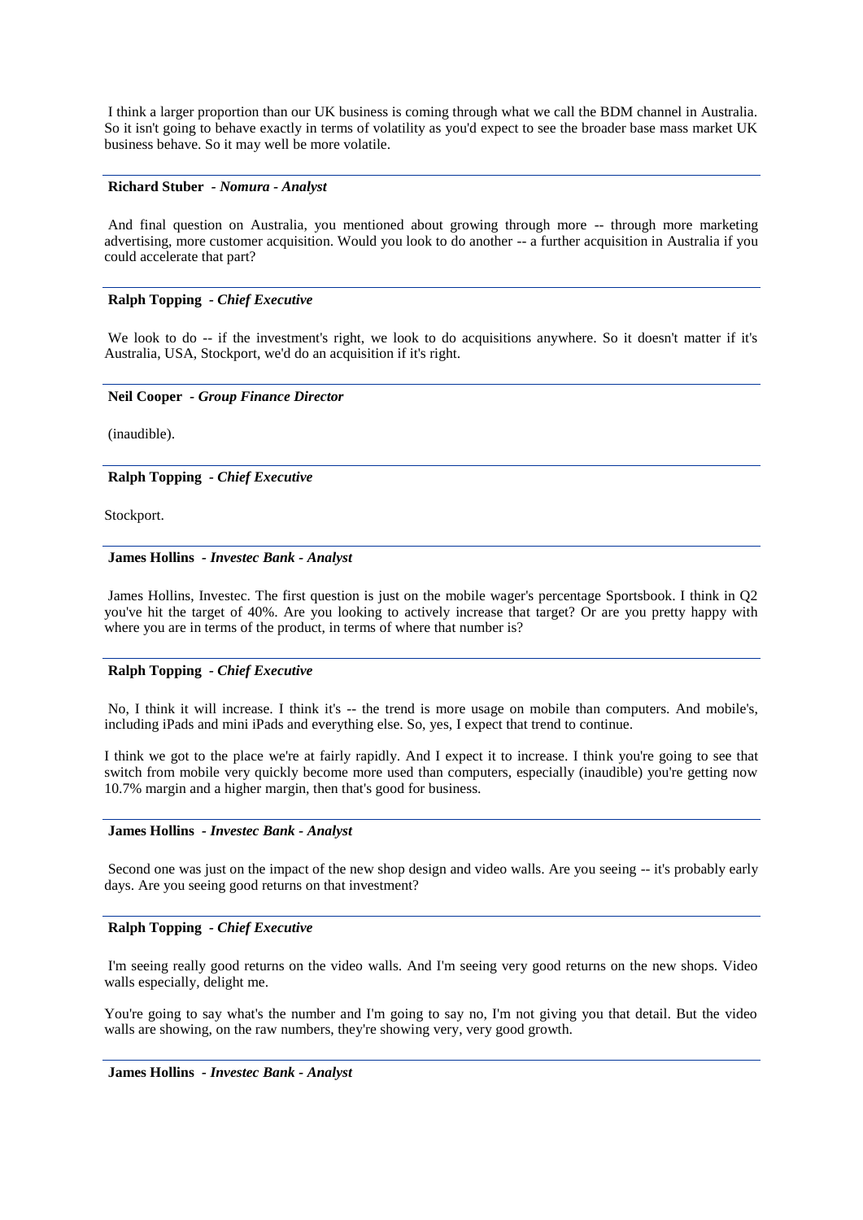I think a larger proportion than our UK business is coming through what we call the BDM channel in Australia. So it isn't going to behave exactly in terms of volatility as you'd expect to see the broader base mass market UK business behave. So it may well be more volatile.

---

**Richard Stuber** - *Nomura - Analyst*

And final question on Australia, you mentioned about growing through more -- through more marketing advertising, more customer acquisition. Would you look to do another -- a further acquisition in Australia if you could accelerate that part?

---

**Ralph Topping** - *Chief Executive*

We look to do -- if the investment's right, we look to do acquisitions anywhere. So it doesn't matter if it's Australia, USA, Stockport, we'd do an acquisition if it's right.

---

**Neil Cooper** - *Group Finance Director*

(inaudible).

---

**Ralph Topping** - *Chief Executive*

Stockport.

---

**James Hollins** - *Investec Bank - Analyst*

James Hollins, Investec. The first question is just on the mobile wager's percentage Sportsbook. I think in Q2 you've hit the target of 40%. Are you looking to actively increase that target? Or are you pretty happy with where you are in terms of the product, in terms of where that number is?

---

**Ralph Topping** - *Chief Executive*

No, I think it will increase. I think it's -- the trend is more usage on mobile than computers. And mobile's, including iPads and mini iPads and everything else. So, yes, I expect that trend to continue.

I think we got to the place we're at fairly rapidly. And I expect it to increase. I think you're going to see that switch from mobile very quickly become more used than computers, especially (inaudible) you're getting now 10.7% margin and a higher margin, then that's good for business.

---

**James Hollins** - *Investec Bank - Analyst*

Second one was just on the impact of the new shop design and video walls. Are you seeing -- it's probably early days. Are you seeing good returns on that investment?

---

**Ralph Topping** - *Chief Executive*

I'm seeing really good returns on the video walls. And I'm seeing very good returns on the new shops. Video walls especially, delight me.

You're going to say what's the number and I'm going to say no, I'm not giving you that detail. But the video walls are showing, on the raw numbers, they're showing very, very good growth.

---

**James Hollins** - *Investec Bank - Analyst*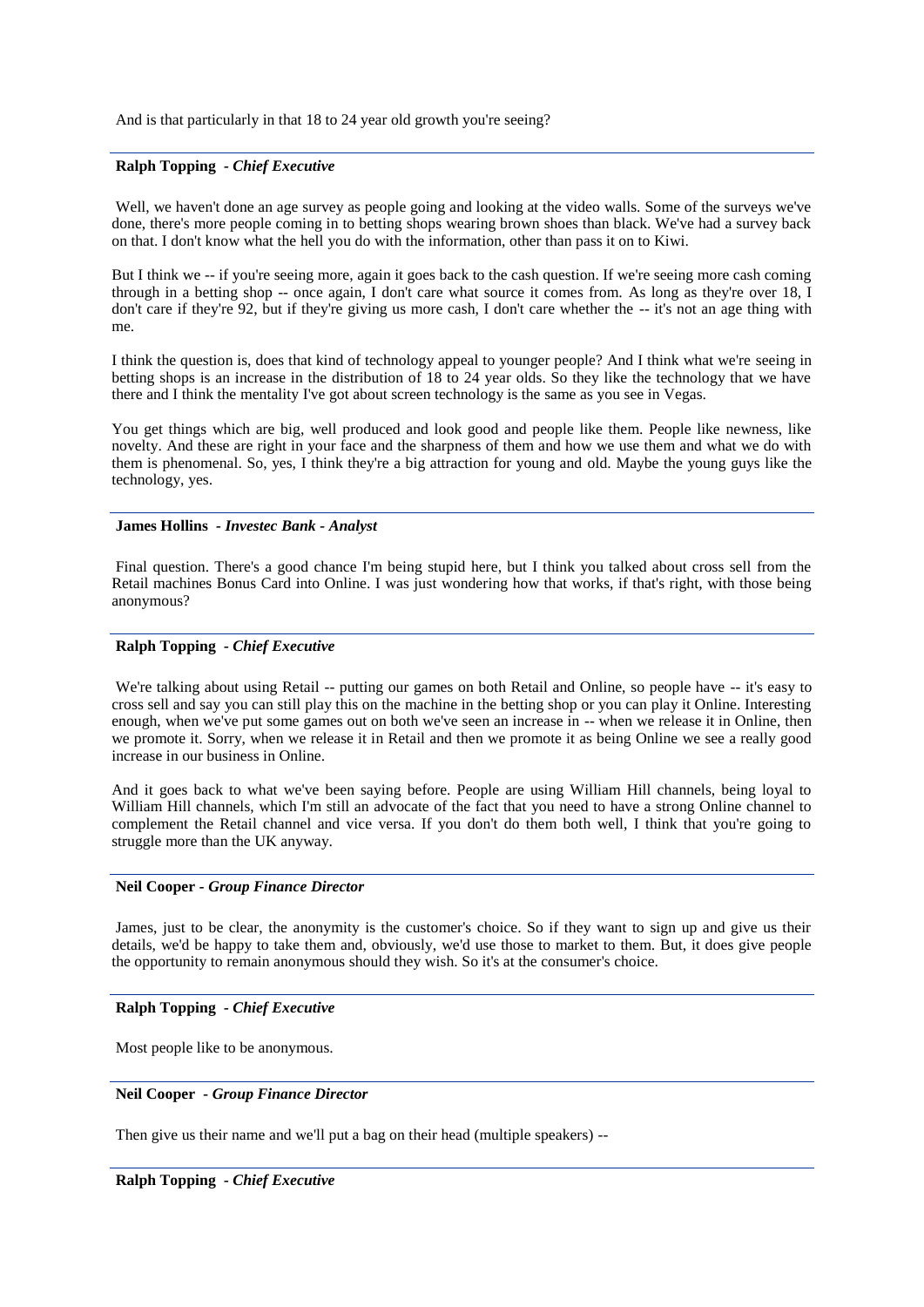And is that particularly in that 18 to 24 year old growth you're seeing?

---

**Ralph Topping** - ***Chief Executive***

Well, we haven't done an age survey as people going and looking at the video walls. Some of the surveys we've done, there's more people coming in to betting shops wearing brown shoes than black. We've had a survey back on that. I don't know what the hell you do with the information, other than pass it on to Kiwi.

But I think we -- if you're seeing more, again it goes back to the cash question. If we're seeing more cash coming through in a betting shop -- once again, I don't care what source it comes from. As long as they're over 18, I don't care if they're 92, but if they're giving us more cash, I don't care whether the -- it's not an age thing with me.

I think the question is, does that kind of technology appeal to younger people? And I think what we're seeing in betting shops is an increase in the distribution of 18 to 24 year olds. So they like the technology that we have there and I think the mentality I've got about screen technology is the same as you see in Vegas.

You get things which are big, well produced and look good and people like them. People like newness, like novelty. And these are right in your face and the sharpness of them and how we use them and what we do with them is phenomenal. So, yes, I think they're a big attraction for young and old. Maybe the young guys like the technology, yes.

---

**James Hollins** - ***Investec Bank - Analyst***

Final question. There's a good chance I'm being stupid here, but I think you talked about cross sell from the Retail machines Bonus Card into Online. I was just wondering how that works, if that's right, with those being anonymous?

---

**Ralph Topping** - ***Chief Executive***

We're talking about using Retail -- putting our games on both Retail and Online, so people have -- it's easy to cross sell and say you can still play this on the machine in the betting shop or you can play it Online. Interesting enough, when we've put some games out on both we've seen an increase in -- when we release it in Online, then we promote it. Sorry, when we release it in Retail and then we promote it as being Online we see a really good increase in our business in Online.

And it goes back to what we've been saying before. People are using William Hill channels, being loyal to William Hill channels, which I'm still an advocate of the fact that you need to have a strong Online channel to complement the Retail channel and vice versa. If you don't do them both well, I think that you're going to struggle more than the UK anyway.

---

**Neil Cooper** - ***Group Finance Director***

James, just to be clear, the anonymity is the customer's choice. So if they want to sign up and give us their details, we'd be happy to take them and, obviously, we'd use those to market to them. But, it does give people the opportunity to remain anonymous should they wish. So it's at the consumer's choice.

---

**Ralph Topping** - ***Chief Executive***

Most people like to be anonymous.

---

**Neil Cooper** - ***Group Finance Director***

Then give us their name and we'll put a bag on their head (multiple speakers) --

---

**Ralph Topping** - ***Chief Executive***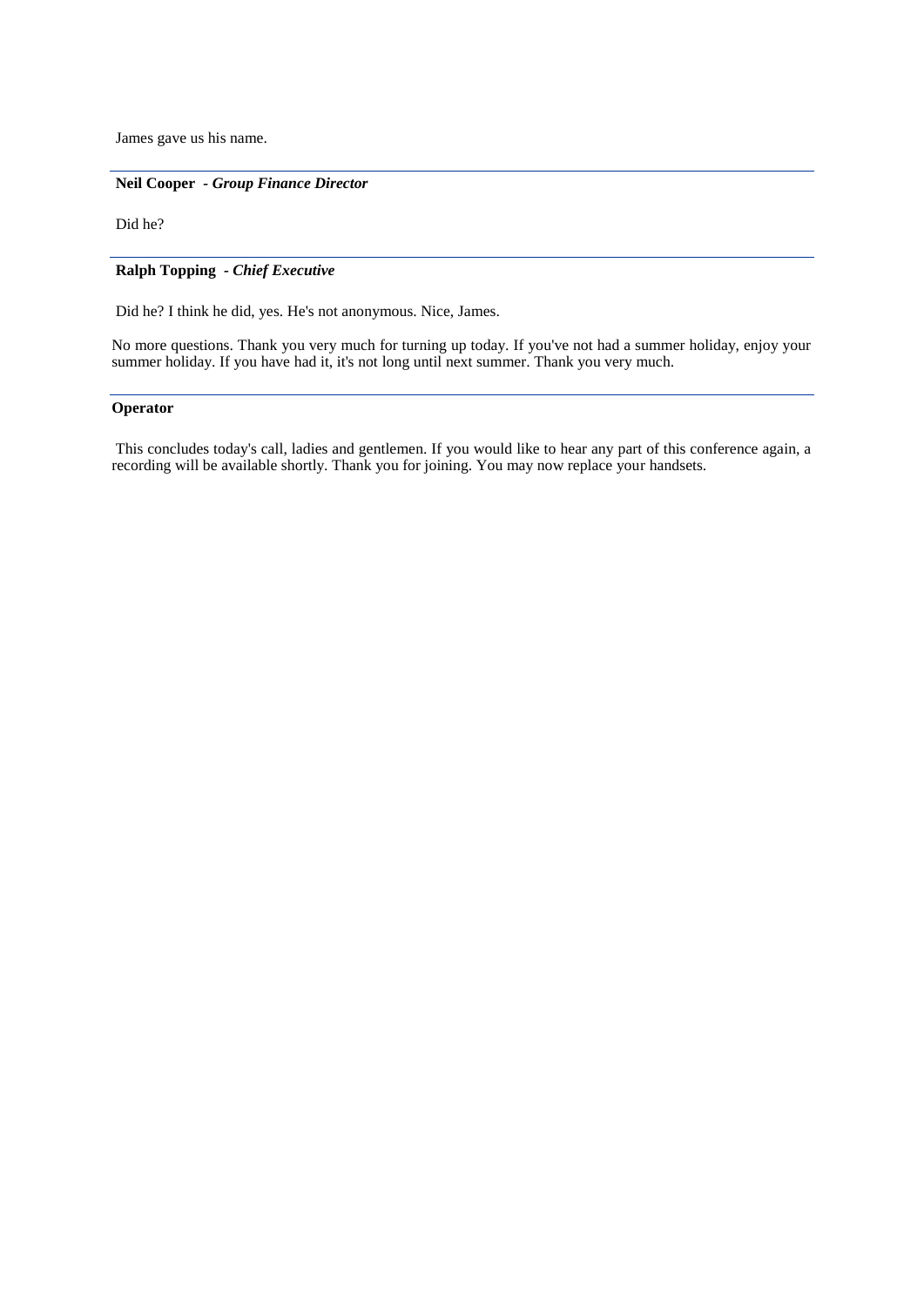James gave us his name.

---

**Neil Cooper - *Group Finance Director***

Did he?

---

**Ralph Topping - *Chief Executive***

Did he? I think he did, yes. He's not anonymous. Nice, James.

No more questions. Thank you very much for turning up today. If you've not had a summer holiday, enjoy your summer holiday. If you have had it, it's not long until next summer. Thank you very much.

---

**Operator**

This concludes today's call, ladies and gentlemen. If you would like to hear any part of this conference again, a recording will be available shortly. Thank you for joining. You may now replace your handsets.